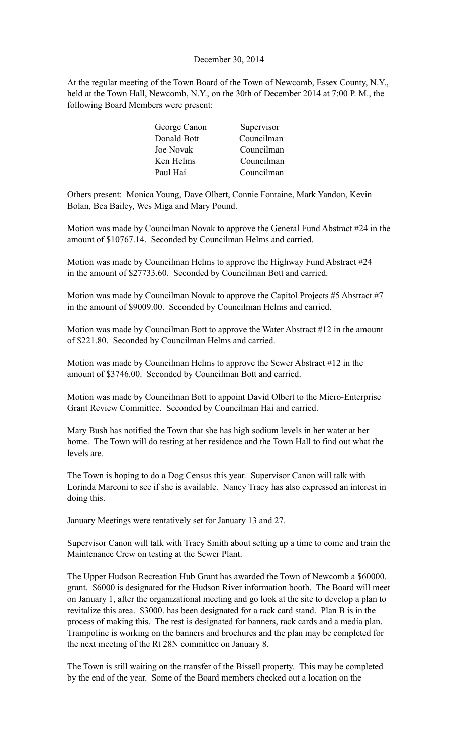December 30, 2014

At the regular meeting of the Town Board of the Town of Newcomb, Essex County, N.Y., held at the Town Hall, Newcomb, N.Y., on the 30th of December 2014 at 7:00 P. M., the following Board Members were present:

| | |
|---|---|
| George Canon | Supervisor |
| Donald Bott | Councilman |
| Joe Novak | Councilman |
| Ken Helms | Councilman |
| Paul Hai | Councilman |

Others present: Monica Young, Dave Olbert, Connie Fontaine, Mark Yandon, Kevin Bolan, Bea Bailey, Wes Miga and Mary Pound.

Motion was made by Councilman Novak to approve the General Fund Abstract #24 in the amount of $10767.14. Seconded by Councilman Helms and carried.

Motion was made by Councilman Helms to approve the Highway Fund Abstract #24 in the amount of $27733.60. Seconded by Councilman Bott and carried.

Motion was made by Councilman Novak to approve the Capitol Projects #5 Abstract #7 in the amount of $9009.00. Seconded by Councilman Helms and carried.

Motion was made by Councilman Bott to approve the Water Abstract #12 in the amount of $221.80. Seconded by Councilman Helms and carried.

Motion was made by Councilman Helms to approve the Sewer Abstract #12 in the amount of $3746.00. Seconded by Councilman Bott and carried.

Motion was made by Councilman Bott to appoint David Olbert to the Micro-Enterprise Grant Review Committee. Seconded by Councilman Hai and carried.

Mary Bush has notified the Town that she has high sodium levels in her water at her home. The Town will do testing at her residence and the Town Hall to find out what the levels are.

The Town is hoping to do a Dog Census this year. Supervisor Canon will talk with Lorinda Marconi to see if she is available. Nancy Tracy has also expressed an interest in doing this.

January Meetings were tentatively set for January 13 and 27.

Supervisor Canon will talk with Tracy Smith about setting up a time to come and train the Maintenance Crew on testing at the Sewer Plant.

The Upper Hudson Recreation Hub Grant has awarded the Town of Newcomb a $60000. grant. $6000 is designated for the Hudson River information booth. The Board will meet on January 1, after the organizational meeting and go look at the site to develop a plan to revitalize this area. $3000. has been designated for a rack card stand. Plan B is in the process of making this. The rest is designated for banners, rack cards and a media plan. Trampoline is working on the banners and brochures and the plan may be completed for the next meeting of the Rt 28N committee on January 8.

The Town is still waiting on the transfer of the Bissell property. This may be completed by the end of the year. Some of the Board members checked out a location on the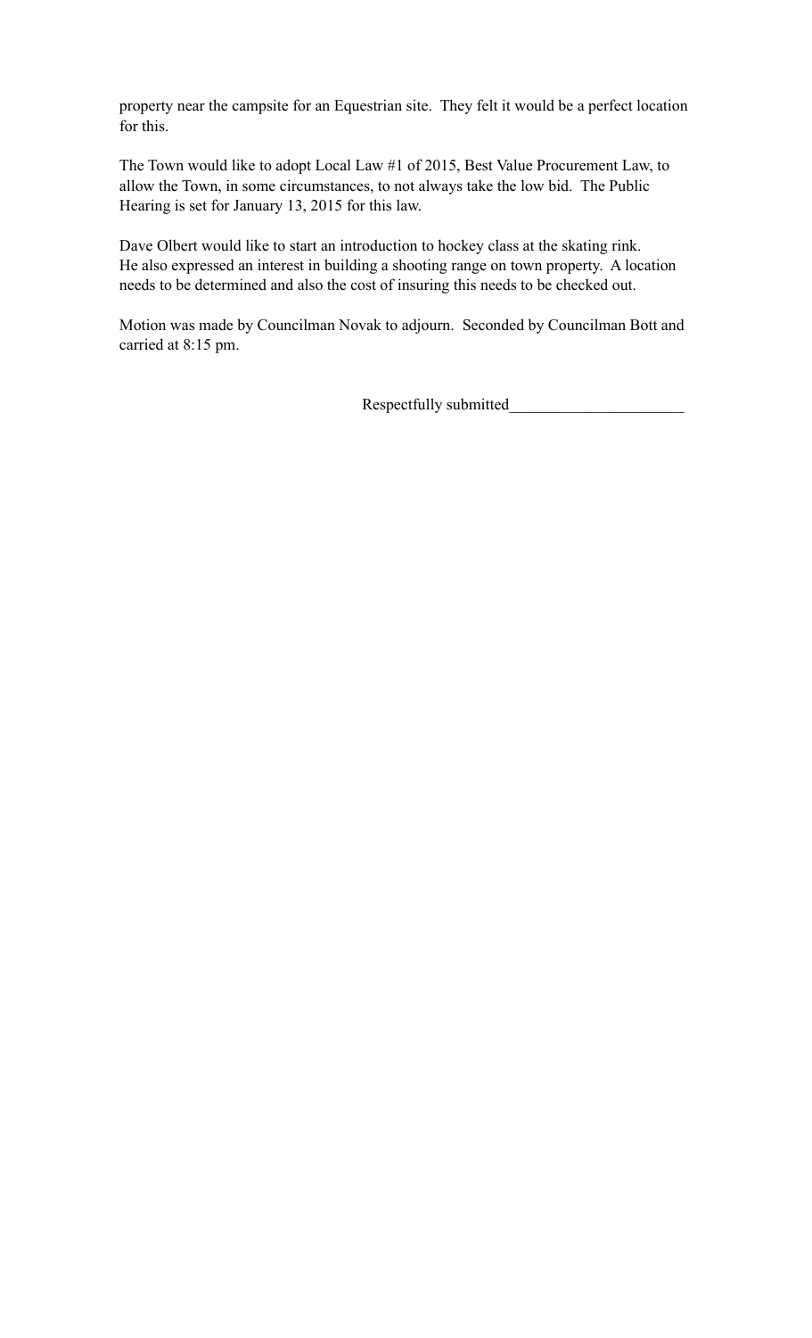property near the campsite for an Equestrian site. They felt it would be a perfect location for this.

The Town would like to adopt Local Law #1 of 2015, Best Value Procurement Law, to allow the Town, in some circumstances, to not always take the low bid. The Public Hearing is set for January 13, 2015 for this law.

Dave Olbert would like to start an introduction to hockey class at the skating rink. He also expressed an interest in building a shooting range on town property. A location needs to be determined and also the cost of insuring this needs to be checked out.

Motion was made by Councilman Novak to adjourn. Seconded by Councilman Bott and carried at 8:15 pm.

Respectfully submitted______________________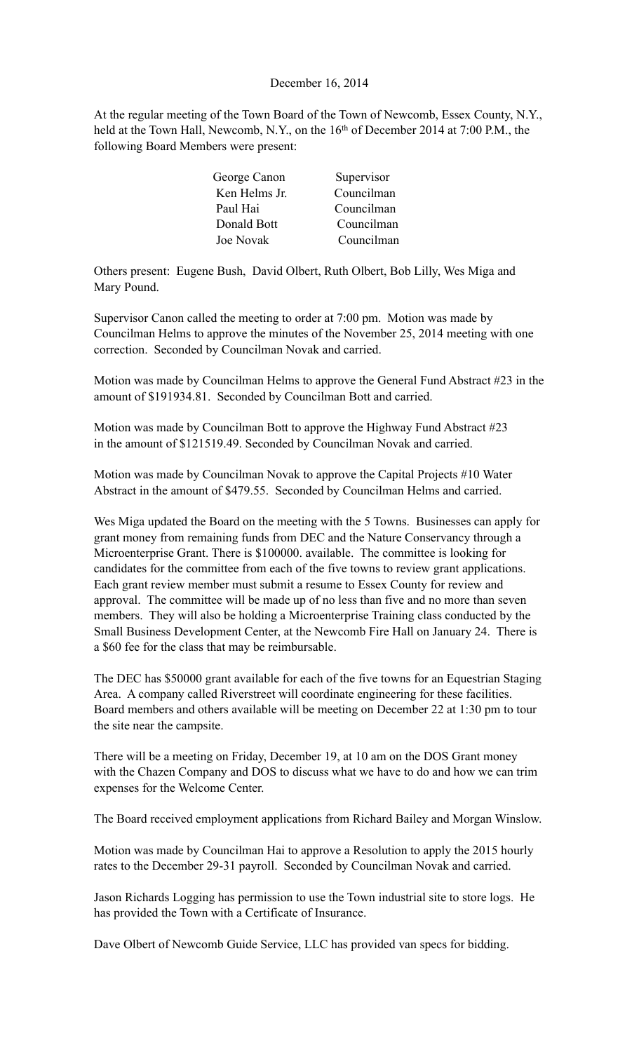December 16, 2014

At the regular meeting of the Town Board of the Town of Newcomb, Essex County, N.Y., held at the Town Hall, Newcomb, N.Y., on the 16th of December 2014 at 7:00 P.M., the following Board Members were present:

| | |
|---|---|
| George Canon | Supervisor |
| Ken Helms Jr. | Councilman |
| Paul Hai | Councilman |
| Donald Bott | Councilman |
| Joe Novak | Councilman |

Others present: Eugene Bush, David Olbert, Ruth Olbert, Bob Lilly, Wes Miga and Mary Pound.

Supervisor Canon called the meeting to order at 7:00 pm. Motion was made by Councilman Helms to approve the minutes of the November 25, 2014 meeting with one correction. Seconded by Councilman Novak and carried.

Motion was made by Councilman Helms to approve the General Fund Abstract #23 in the amount of $191934.81. Seconded by Councilman Bott and carried.

Motion was made by Councilman Bott to approve the Highway Fund Abstract #23 in the amount of $121519.49. Seconded by Councilman Novak and carried.

Motion was made by Councilman Novak to approve the Capital Projects #10 Water Abstract in the amount of $479.55. Seconded by Councilman Helms and carried.

Wes Miga updated the Board on the meeting with the 5 Towns. Businesses can apply for grant money from remaining funds from DEC and the Nature Conservancy through a Microenterprise Grant. There is $100000. available. The committee is looking for candidates for the committee from each of the five towns to review grant applications. Each grant review member must submit a resume to Essex County for review and approval. The committee will be made up of no less than five and no more than seven members. They will also be holding a Microenterprise Training class conducted by the Small Business Development Center, at the Newcomb Fire Hall on January 24. There is a $60 fee for the class that may be reimbursable.

The DEC has $50000 grant available for each of the five towns for an Equestrian Staging Area. A company called Riverstreet will coordinate engineering for these facilities. Board members and others available will be meeting on December 22 at 1:30 pm to tour the site near the campsite.

There will be a meeting on Friday, December 19, at 10 am on the DOS Grant money with the Chazen Company and DOS to discuss what we have to do and how we can trim expenses for the Welcome Center.

The Board received employment applications from Richard Bailey and Morgan Winslow.

Motion was made by Councilman Hai to approve a Resolution to apply the 2015 hourly rates to the December 29-31 payroll. Seconded by Councilman Novak and carried.

Jason Richards Logging has permission to use the Town industrial site to store logs. He has provided the Town with a Certificate of Insurance.

Dave Olbert of Newcomb Guide Service, LLC has provided van specs for bidding.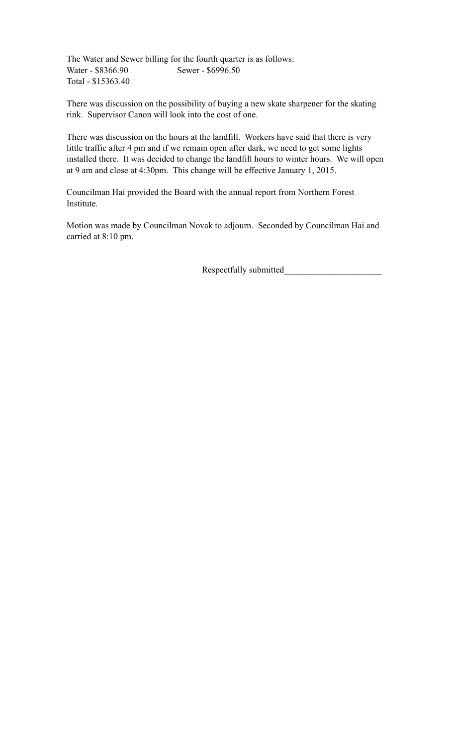The Water and Sewer billing for the fourth quarter is as follows:
Water - $8366.90 Sewer - $6996.50
Total - $15363.40

There was discussion on the possibility of buying a new skate sharpener for the skating rink. Supervisor Canon will look into the cost of one.

There was discussion on the hours at the landfill. Workers have said that there is very little traffic after 4 pm and if we remain open after dark, we need to get some lights installed there. It was decided to change the landfill hours to winter hours. We will open at 9 am and close at 4:30pm. This change will be effective January 1, 2015.

Councilman Hai provided the Board with the annual report from Northern Forest Institute.

Motion was made by Councilman Novak to adjourn. Seconded by Councilman Hai and carried at 8:10 pm.

Respectfully submitted______________________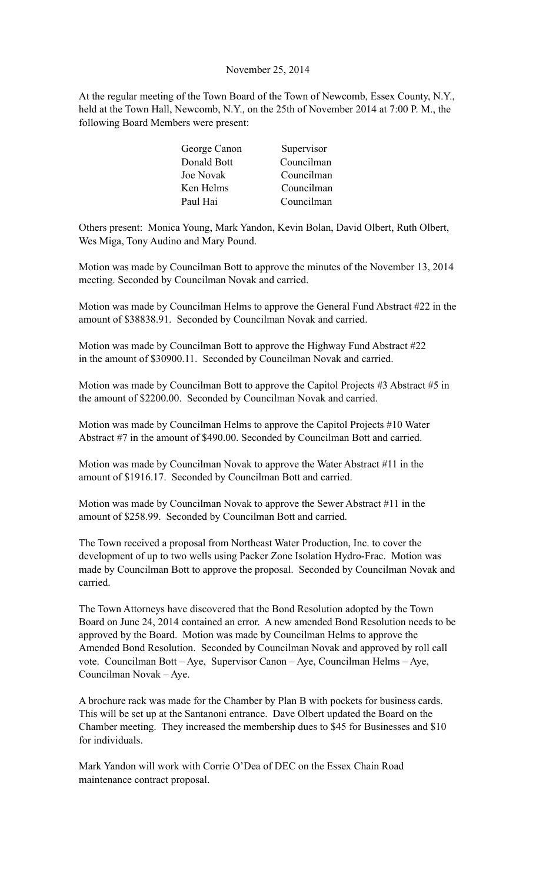November 25, 2014

At the regular meeting of the Town Board of the Town of Newcomb, Essex County, N.Y., held at the Town Hall, Newcomb, N.Y., on the 25th of November 2014 at 7:00 P. M., the following Board Members were present:

| | |
|---|---|
| George Canon | Supervisor |
| Donald Bott | Councilman |
| Joe Novak | Councilman |
| Ken Helms | Councilman |
| Paul Hai | Councilman |

Others present: Monica Young, Mark Yandon, Kevin Bolan, David Olbert, Ruth Olbert, Wes Miga, Tony Audino and Mary Pound.

Motion was made by Councilman Bott to approve the minutes of the November 13, 2014 meeting. Seconded by Councilman Novak and carried.

Motion was made by Councilman Helms to approve the General Fund Abstract #22 in the amount of $38838.91. Seconded by Councilman Novak and carried.

Motion was made by Councilman Bott to approve the Highway Fund Abstract #22 in the amount of $30900.11. Seconded by Councilman Novak and carried.

Motion was made by Councilman Bott to approve the Capitol Projects #3 Abstract #5 in the amount of $2200.00. Seconded by Councilman Novak and carried.

Motion was made by Councilman Helms to approve the Capitol Projects #10 Water Abstract #7 in the amount of $490.00. Seconded by Councilman Bott and carried.

Motion was made by Councilman Novak to approve the Water Abstract #11 in the amount of $1916.17. Seconded by Councilman Bott and carried.

Motion was made by Councilman Novak to approve the Sewer Abstract #11 in the amount of $258.99. Seconded by Councilman Bott and carried.

The Town received a proposal from Northeast Water Production, Inc. to cover the development of up to two wells using Packer Zone Isolation Hydro-Frac. Motion was made by Councilman Bott to approve the proposal. Seconded by Councilman Novak and carried.

The Town Attorneys have discovered that the Bond Resolution adopted by the Town Board on June 24, 2014 contained an error. A new amended Bond Resolution needs to be approved by the Board. Motion was made by Councilman Helms to approve the Amended Bond Resolution. Seconded by Councilman Novak and approved by roll call vote. Councilman Bott – Aye, Supervisor Canon – Aye, Councilman Helms – Aye, Councilman Novak – Aye.

A brochure rack was made for the Chamber by Plan B with pockets for business cards. This will be set up at the Santanoni entrance. Dave Olbert updated the Board on the Chamber meeting. They increased the membership dues to $45 for Businesses and $10 for individuals.

Mark Yandon will work with Corrie O'Dea of DEC on the Essex Chain Road maintenance contract proposal.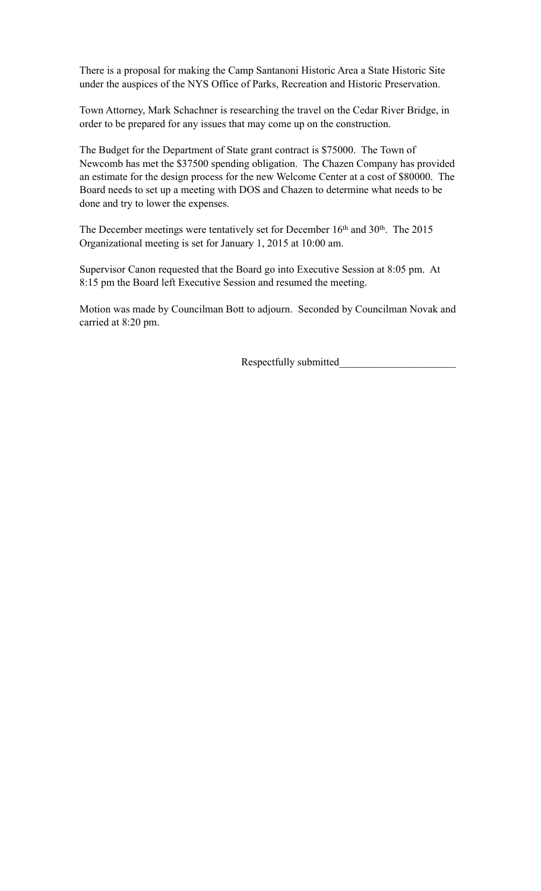There is a proposal for making the Camp Santanoni Historic Area a State Historic Site under the auspices of the NYS Office of Parks, Recreation and Historic Preservation.

Town Attorney, Mark Schachner is researching the travel on the Cedar River Bridge, in order to be prepared for any issues that may come up on the construction.

The Budget for the Department of State grant contract is $75000. The Town of Newcomb has met the $37500 spending obligation. The Chazen Company has provided an estimate for the design process for the new Welcome Center at a cost of $80000. The Board needs to set up a meeting with DOS and Chazen to determine what needs to be done and try to lower the expenses.

The December meetings were tentatively set for December 16th and 30th. The 2015 Organizational meeting is set for January 1, 2015 at 10:00 am.

Supervisor Canon requested that the Board go into Executive Session at 8:05 pm. At 8:15 pm the Board left Executive Session and resumed the meeting.

Motion was made by Councilman Bott to adjourn. Seconded by Councilman Novak and carried at 8:20 pm.

Respectfully submitted_____________________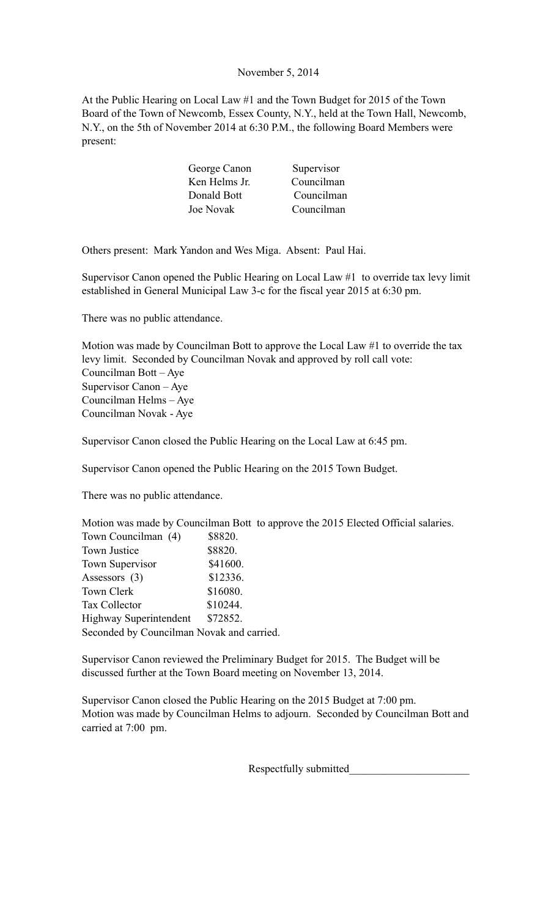November 5, 2014

At the Public Hearing on Local Law #1 and the Town Budget for 2015 of the Town Board of the Town of Newcomb, Essex County, N.Y., held at the Town Hall, Newcomb, N.Y., on the 5th of November 2014 at 6:30 P.M., the following Board Members were present:

| | |
|---|---|
| George Canon | Supervisor |
| Ken Helms Jr. | Councilman |
| Donald Bott | Councilman |
| Joe Novak | Councilman |

Others present: Mark Yandon and Wes Miga. Absent: Paul Hai.

Supervisor Canon opened the Public Hearing on Local Law #1 to override tax levy limit established in General Municipal Law 3-c for the fiscal year 2015 at 6:30 pm.

There was no public attendance.

Motion was made by Councilman Bott to approve the Local Law #1 to override the tax levy limit. Seconded by Councilman Novak and approved by roll call vote:
Councilman Bott – Aye
Supervisor Canon – Aye
Councilman Helms – Aye
Councilman Novak - Aye

Supervisor Canon closed the Public Hearing on the Local Law at 6:45 pm.

Supervisor Canon opened the Public Hearing on the 2015 Town Budget.

There was no public attendance.

Motion was made by Councilman Bott to approve the 2015 Elected Official salaries.

| | |
|---|---|
| Town Councilman (4) | $8820. |
| Town Justice | $8820. |
| Town Supervisor | $41600. |
| Assessors (3) | $12336. |
| Town Clerk | $16080. |
| Tax Collector | $10244. |
| Highway Superintendent | $72852. |

Seconded by Councilman Novak and carried.

Supervisor Canon reviewed the Preliminary Budget for 2015. The Budget will be discussed further at the Town Board meeting on November 13, 2014.

Supervisor Canon closed the Public Hearing on the 2015 Budget at 7:00 pm.
Motion was made by Councilman Helms to adjourn. Seconded by Councilman Bott and carried at 7:00 pm.

Respectfully submitted______________________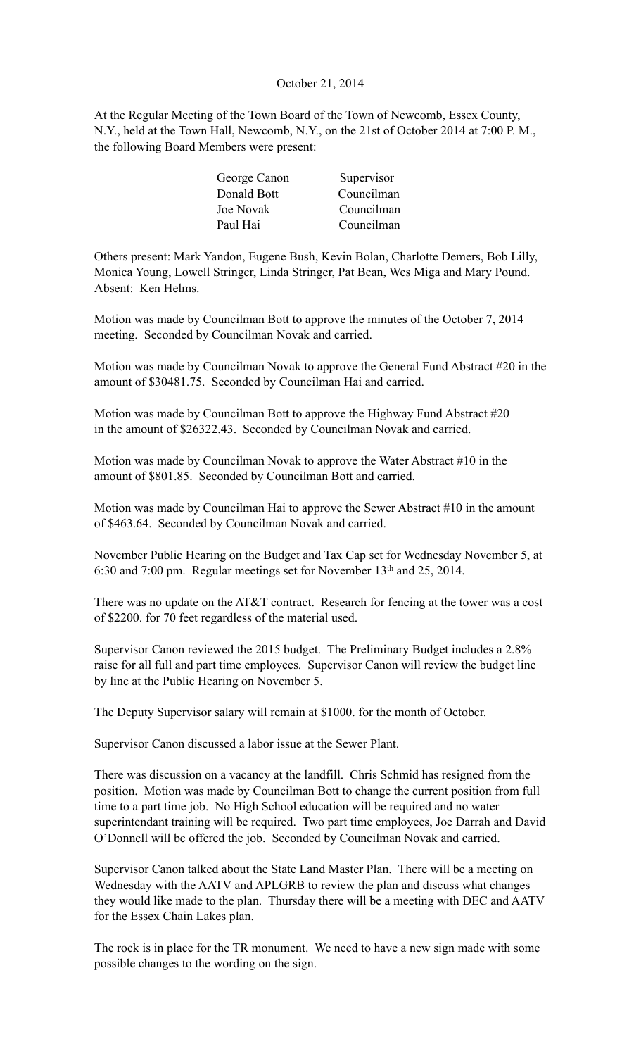October 21, 2014

At the Regular Meeting of the Town Board of the Town of Newcomb, Essex County, N.Y., held at the Town Hall, Newcomb, N.Y., on the 21st of October 2014 at 7:00 P. M., the following Board Members were present:

| | |
|---|---|
| George Canon | Supervisor |
| Donald Bott | Councilman |
| Joe Novak | Councilman |
| Paul Hai | Councilman |

Others present: Mark Yandon, Eugene Bush, Kevin Bolan, Charlotte Demers, Bob Lilly, Monica Young, Lowell Stringer, Linda Stringer, Pat Bean, Wes Miga and Mary Pound. Absent: Ken Helms.

Motion was made by Councilman Bott to approve the minutes of the October 7, 2014 meeting. Seconded by Councilman Novak and carried.

Motion was made by Councilman Novak to approve the General Fund Abstract #20 in the amount of $30481.75. Seconded by Councilman Hai and carried.

Motion was made by Councilman Bott to approve the Highway Fund Abstract #20 in the amount of $26322.43. Seconded by Councilman Novak and carried.

Motion was made by Councilman Novak to approve the Water Abstract #10 in the amount of $801.85. Seconded by Councilman Bott and carried.

Motion was made by Councilman Hai to approve the Sewer Abstract #10 in the amount of $463.64. Seconded by Councilman Novak and carried.

November Public Hearing on the Budget and Tax Cap set for Wednesday November 5, at 6:30 and 7:00 pm. Regular meetings set for November 13th and 25, 2014.

There was no update on the AT&T contract. Research for fencing at the tower was a cost of $2200. for 70 feet regardless of the material used.

Supervisor Canon reviewed the 2015 budget. The Preliminary Budget includes a 2.8% raise for all full and part time employees. Supervisor Canon will review the budget line by line at the Public Hearing on November 5.

The Deputy Supervisor salary will remain at $1000. for the month of October.

Supervisor Canon discussed a labor issue at the Sewer Plant.

There was discussion on a vacancy at the landfill. Chris Schmid has resigned from the position. Motion was made by Councilman Bott to change the current position from full time to a part time job. No High School education will be required and no water superintendant training will be required. Two part time employees, Joe Darrah and David O'Donnell will be offered the job. Seconded by Councilman Novak and carried.

Supervisor Canon talked about the State Land Master Plan. There will be a meeting on Wednesday with the AATV and APLGRB to review the plan and discuss what changes they would like made to the plan. Thursday there will be a meeting with DEC and AATV for the Essex Chain Lakes plan.

The rock is in place for the TR monument. We need to have a new sign made with some possible changes to the wording on the sign.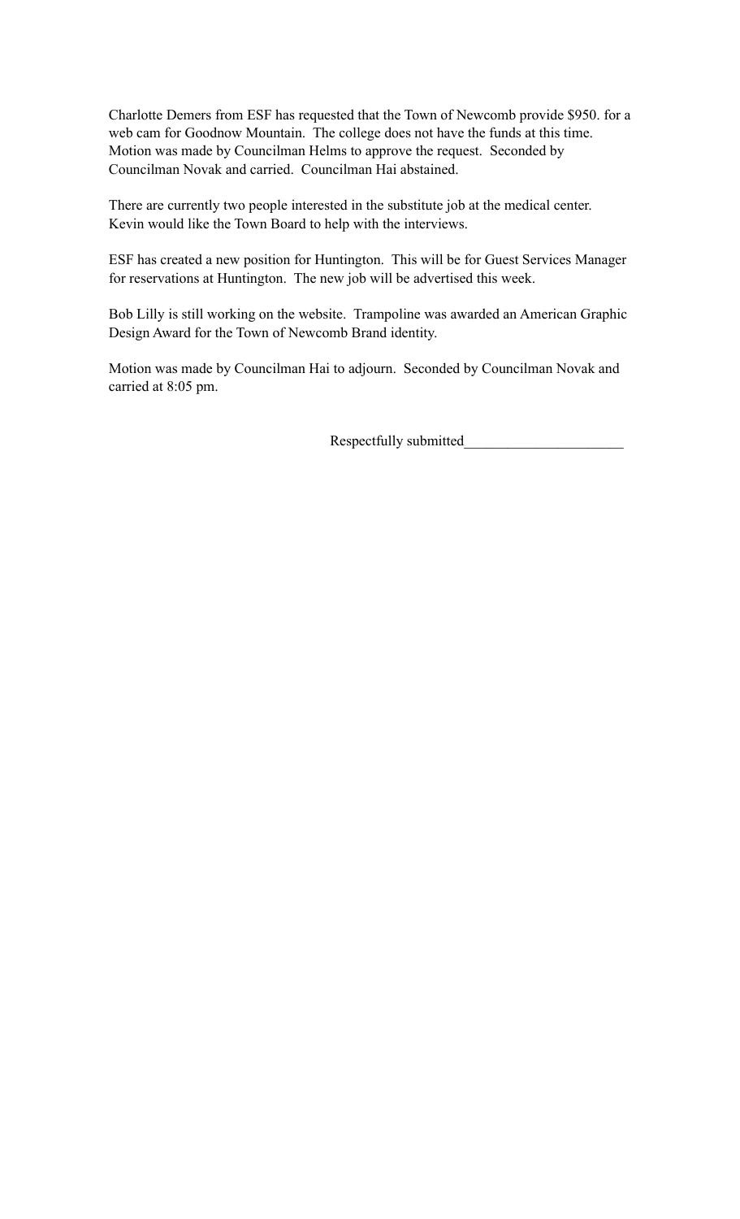Charlotte Demers from ESF has requested that the Town of Newcomb provide $950. for a web cam for Goodnow Mountain. The college does not have the funds at this time. Motion was made by Councilman Helms to approve the request. Seconded by Councilman Novak and carried. Councilman Hai abstained.

There are currently two people interested in the substitute job at the medical center. Kevin would like the Town Board to help with the interviews.

ESF has created a new position for Huntington. This will be for Guest Services Manager for reservations at Huntington. The new job will be advertised this week.

Bob Lilly is still working on the website. Trampoline was awarded an American Graphic Design Award for the Town of Newcomb Brand identity.

Motion was made by Councilman Hai to adjourn. Seconded by Councilman Novak and carried at 8:05 pm.

Respectfully submitted______________________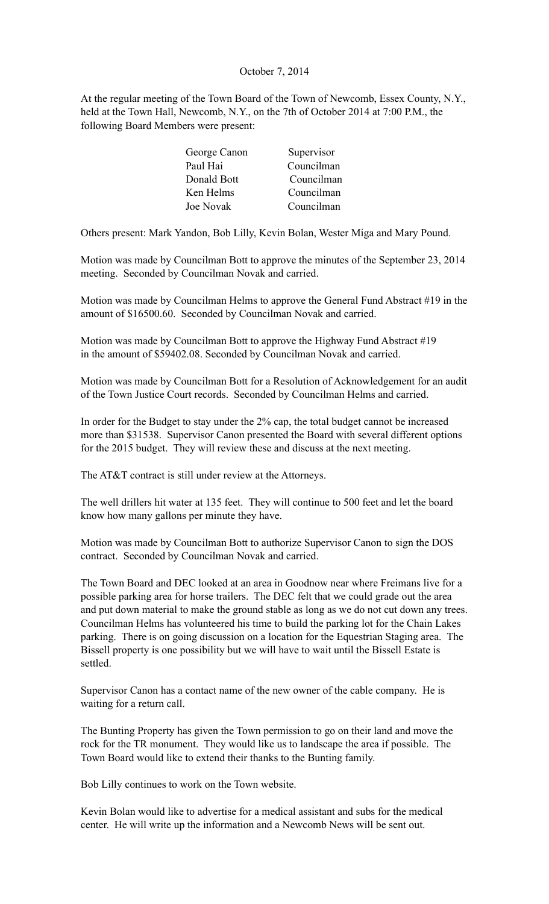October 7, 2014

At the regular meeting of the Town Board of the Town of Newcomb, Essex County, N.Y., held at the Town Hall, Newcomb, N.Y., on the 7th of October 2014 at 7:00 P.M., the following Board Members were present:

| | |
|---|---|
| George Canon | Supervisor |
| Paul Hai | Councilman |
| Donald Bott | Councilman |
| Ken Helms | Councilman |
| Joe Novak | Councilman |

Others present: Mark Yandon, Bob Lilly, Kevin Bolan, Wester Miga and Mary Pound.

Motion was made by Councilman Bott to approve the minutes of the September 23, 2014 meeting. Seconded by Councilman Novak and carried.

Motion was made by Councilman Helms to approve the General Fund Abstract #19 in the amount of $16500.60. Seconded by Councilman Novak and carried.

Motion was made by Councilman Bott to approve the Highway Fund Abstract #19 in the amount of $59402.08. Seconded by Councilman Novak and carried.

Motion was made by Councilman Bott for a Resolution of Acknowledgement for an audit of the Town Justice Court records. Seconded by Councilman Helms and carried.

In order for the Budget to stay under the 2% cap, the total budget cannot be increased more than $31538. Supervisor Canon presented the Board with several different options for the 2015 budget. They will review these and discuss at the next meeting.

The AT&T contract is still under review at the Attorneys.

The well drillers hit water at 135 feet. They will continue to 500 feet and let the board know how many gallons per minute they have.

Motion was made by Councilman Bott to authorize Supervisor Canon to sign the DOS contract. Seconded by Councilman Novak and carried.

The Town Board and DEC looked at an area in Goodnow near where Freimans live for a possible parking area for horse trailers. The DEC felt that we could grade out the area and put down material to make the ground stable as long as we do not cut down any trees. Councilman Helms has volunteered his time to build the parking lot for the Chain Lakes parking. There is on going discussion on a location for the Equestrian Staging area. The Bissell property is one possibility but we will have to wait until the Bissell Estate is settled.

Supervisor Canon has a contact name of the new owner of the cable company. He is waiting for a return call.

The Bunting Property has given the Town permission to go on their land and move the rock for the TR monument. They would like us to landscape the area if possible. The Town Board would like to extend their thanks to the Bunting family.

Bob Lilly continues to work on the Town website.

Kevin Bolan would like to advertise for a medical assistant and subs for the medical center. He will write up the information and a Newcomb News will be sent out.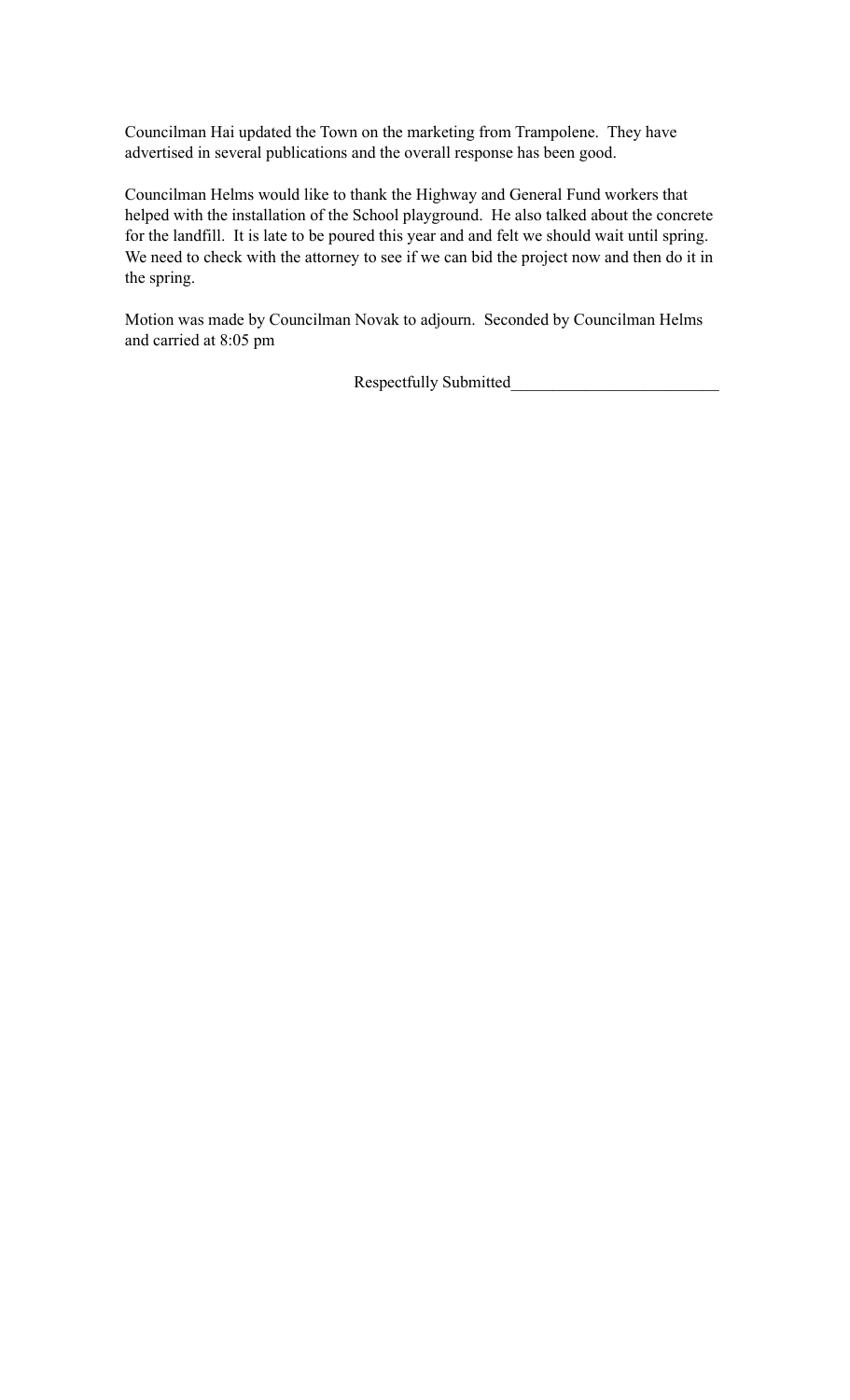Councilman Hai updated the Town on the marketing from Trampolene. They have advertised in several publications and the overall response has been good.

Councilman Helms would like to thank the Highway and General Fund workers that helped with the installation of the School playground. He also talked about the concrete for the landfill. It is late to be poured this year and and felt we should wait until spring. We need to check with the attorney to see if we can bid the project now and then do it in the spring.

Motion was made by Councilman Novak to adjourn. Seconded by Councilman Helms and carried at 8:05 pm

Respectfully Submitted_________________________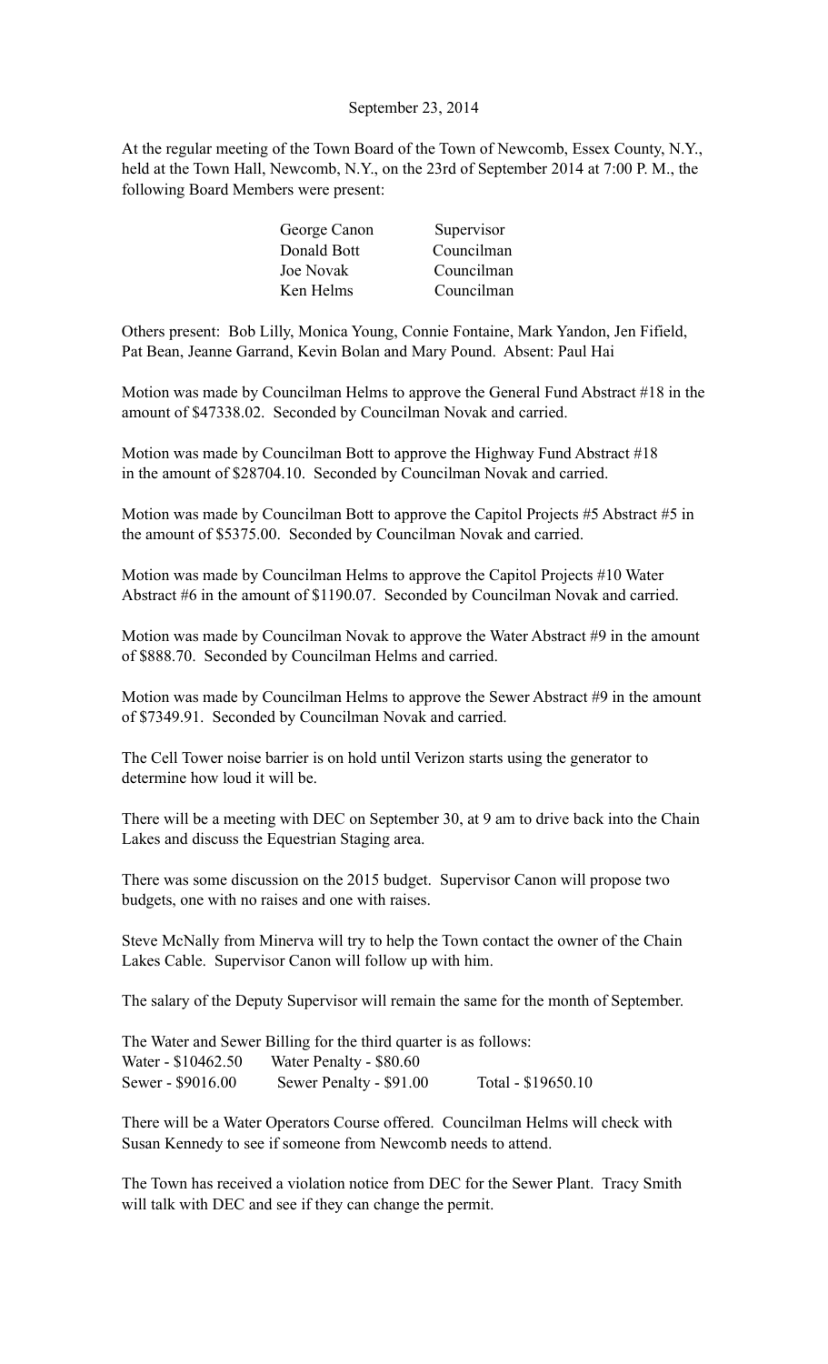September 23, 2014

At the regular meeting of the Town Board of the Town of Newcomb, Essex County, N.Y., held at the Town Hall, Newcomb, N.Y., on the 23rd of September 2014 at 7:00 P. M., the following Board Members were present:

| | |
|---|---|
| George Canon | Supervisor |
| Donald Bott | Councilman |
| Joe Novak | Councilman |
| Ken Helms | Councilman |

Others present: Bob Lilly, Monica Young, Connie Fontaine, Mark Yandon, Jen Fifield, Pat Bean, Jeanne Garrand, Kevin Bolan and Mary Pound. Absent: Paul Hai

Motion was made by Councilman Helms to approve the General Fund Abstract #18 in the amount of $47338.02. Seconded by Councilman Novak and carried.

Motion was made by Councilman Bott to approve the Highway Fund Abstract #18 in the amount of $28704.10. Seconded by Councilman Novak and carried.

Motion was made by Councilman Bott to approve the Capitol Projects #5 Abstract #5 in the amount of $5375.00. Seconded by Councilman Novak and carried.

Motion was made by Councilman Helms to approve the Capitol Projects #10 Water Abstract #6 in the amount of $1190.07. Seconded by Councilman Novak and carried.

Motion was made by Councilman Novak to approve the Water Abstract #9 in the amount of $888.70. Seconded by Councilman Helms and carried.

Motion was made by Councilman Helms to approve the Sewer Abstract #9 in the amount of $7349.91. Seconded by Councilman Novak and carried.

The Cell Tower noise barrier is on hold until Verizon starts using the generator to determine how loud it will be.

There will be a meeting with DEC on September 30, at 9 am to drive back into the Chain Lakes and discuss the Equestrian Staging area.

There was some discussion on the 2015 budget. Supervisor Canon will propose two budgets, one with no raises and one with raises.

Steve McNally from Minerva will try to help the Town contact the owner of the Chain Lakes Cable. Supervisor Canon will follow up with him.

The salary of the Deputy Supervisor will remain the same for the month of September.

The Water and Sewer Billing for the third quarter is as follows:

| | | |
|---|---|---|
| Water - $10462.50 | Water Penalty - $80.60 | |
| Sewer - $9016.00 | Sewer Penalty - $91.00 | Total - $19650.10 |

There will be a Water Operators Course offered. Councilman Helms will check with Susan Kennedy to see if someone from Newcomb needs to attend.

The Town has received a violation notice from DEC for the Sewer Plant. Tracy Smith will talk with DEC and see if they can change the permit.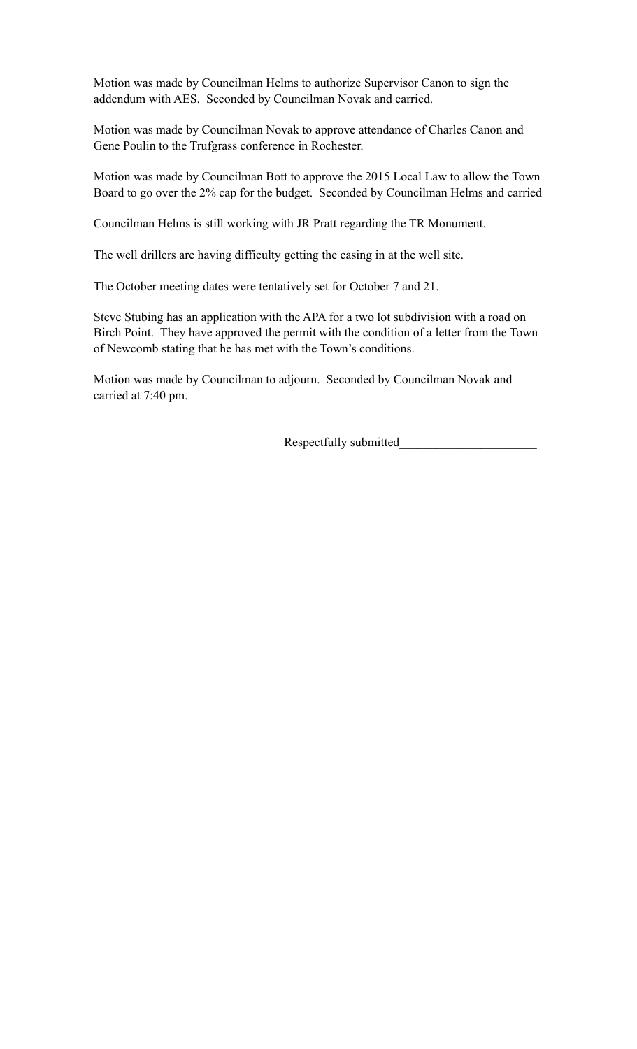Motion was made by Councilman Helms to authorize Supervisor Canon to sign the addendum with AES.  Seconded by Councilman Novak and carried.

Motion was made by Councilman Novak to approve attendance of Charles Canon and Gene Poulin to the Trufgrass conference in Rochester.

Motion was made by Councilman Bott to approve the 2015 Local Law to allow the Town Board to go over the 2% cap for the budget.  Seconded by Councilman Helms and carried

Councilman Helms is still working with JR Pratt regarding the TR Monument.

The well drillers are having difficulty getting the casing in at the well site.

The October meeting dates were tentatively set for October 7 and 21.

Steve Stubing has an application with the APA for a two lot subdivision with a road on Birch Point.  They have approved the permit with the condition of a letter from the Town of Newcomb stating that he has met with the Town's conditions.

Motion was made by Councilman to adjourn.  Seconded by Councilman Novak and carried at 7:40 pm.

Respectfully submitted_____________________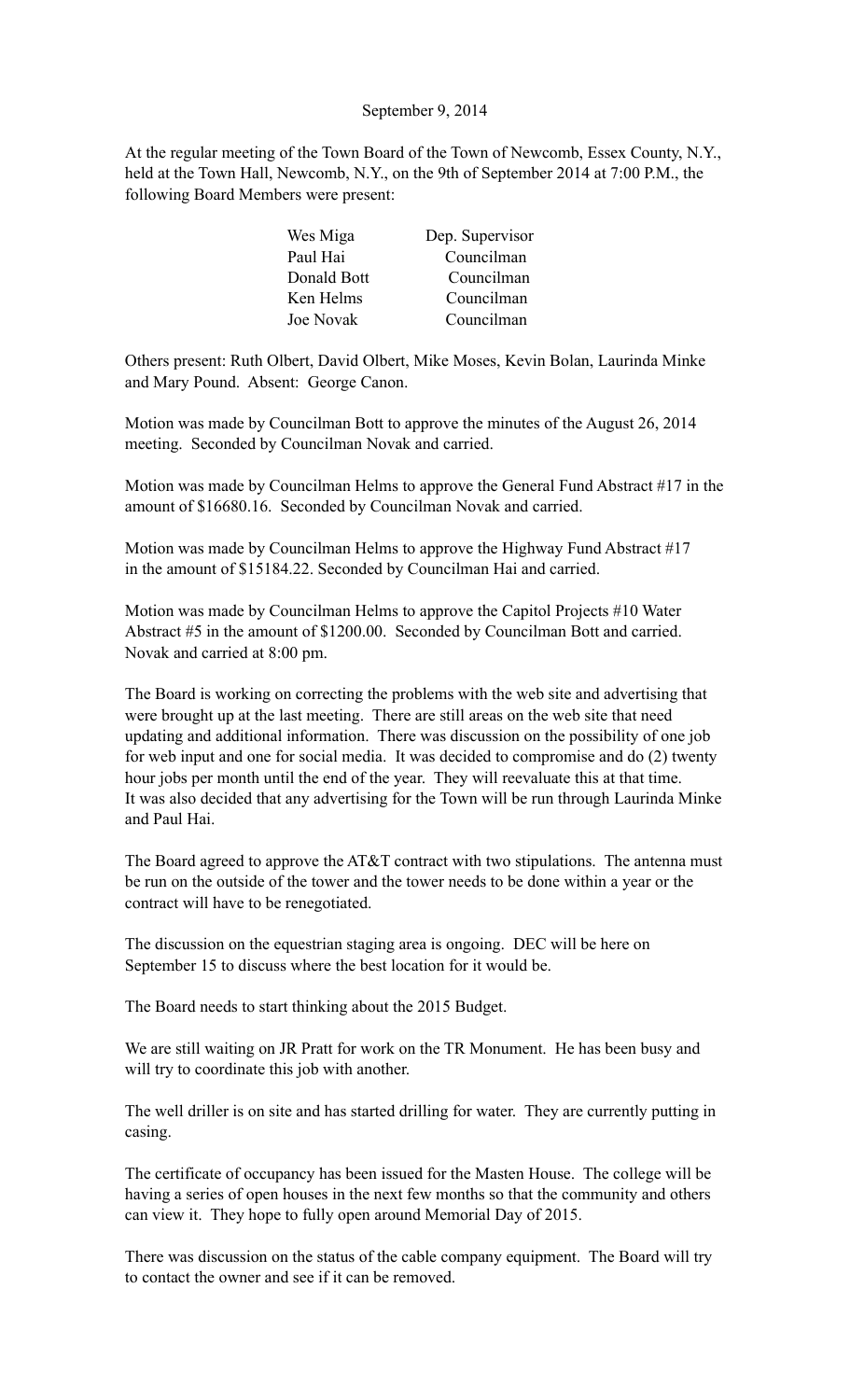September 9, 2014

At the regular meeting of the Town Board of the Town of Newcomb, Essex County, N.Y., held at the Town Hall, Newcomb, N.Y., on the 9th of September 2014 at 7:00 P.M., the following Board Members were present:

| | |
|---|---|
| Wes Miga | Dep. Supervisor |
| Paul Hai | Councilman |
| Donald Bott | Councilman |
| Ken Helms | Councilman |
| Joe Novak | Councilman |

Others present: Ruth Olbert, David Olbert, Mike Moses, Kevin Bolan, Laurinda Minke and Mary Pound. Absent: George Canon.

Motion was made by Councilman Bott to approve the minutes of the August 26, 2014 meeting. Seconded by Councilman Novak and carried.

Motion was made by Councilman Helms to approve the General Fund Abstract #17 in the amount of $16680.16. Seconded by Councilman Novak and carried.

Motion was made by Councilman Helms to approve the Highway Fund Abstract #17 in the amount of $15184.22. Seconded by Councilman Hai and carried.

Motion was made by Councilman Helms to approve the Capitol Projects #10 Water Abstract #5 in the amount of $1200.00. Seconded by Councilman Bott and carried. Novak and carried at 8:00 pm.

The Board is working on correcting the problems with the web site and advertising that were brought up at the last meeting. There are still areas on the web site that need updating and additional information. There was discussion on the possibility of one job for web input and one for social media. It was decided to compromise and do (2) twenty hour jobs per month until the end of the year. They will reevaluate this at that time. It was also decided that any advertising for the Town will be run through Laurinda Minke and Paul Hai.

The Board agreed to approve the AT&T contract with two stipulations. The antenna must be run on the outside of the tower and the tower needs to be done within a year or the contract will have to be renegotiated.

The discussion on the equestrian staging area is ongoing. DEC will be here on September 15 to discuss where the best location for it would be.

The Board needs to start thinking about the 2015 Budget.

We are still waiting on JR Pratt for work on the TR Monument. He has been busy and will try to coordinate this job with another.

The well driller is on site and has started drilling for water. They are currently putting in casing.

The certificate of occupancy has been issued for the Masten House. The college will be having a series of open houses in the next few months so that the community and others can view it. They hope to fully open around Memorial Day of 2015.

There was discussion on the status of the cable company equipment. The Board will try to contact the owner and see if it can be removed.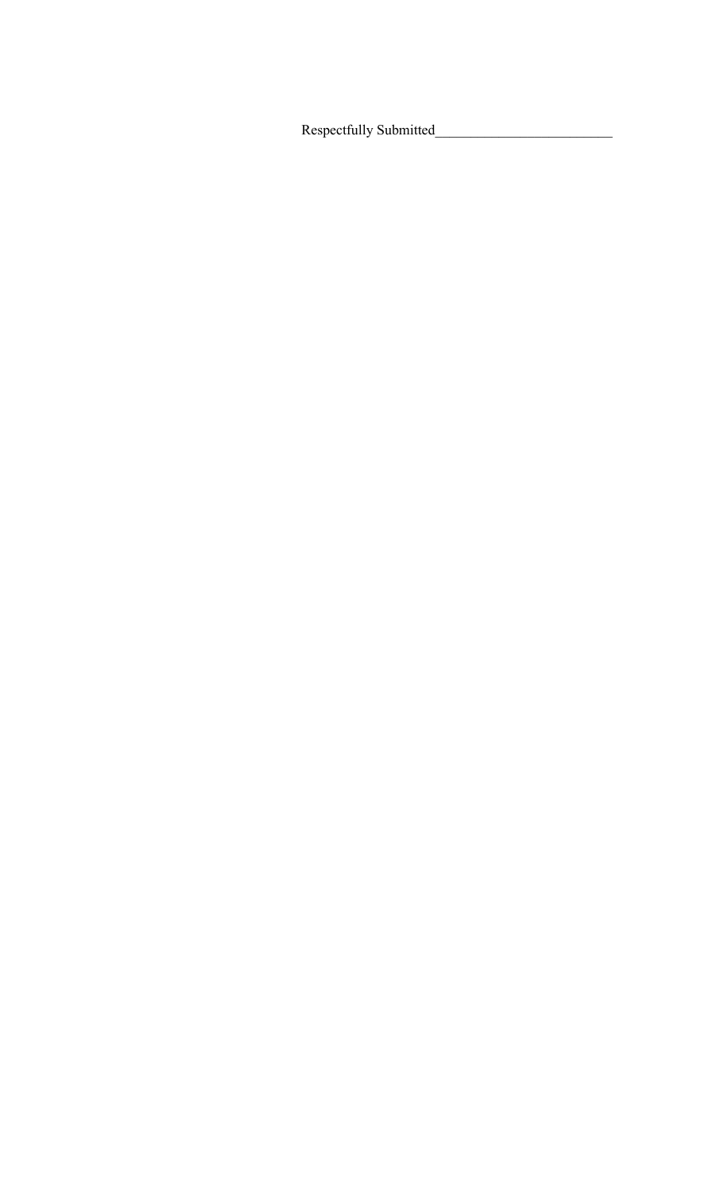Respectfully Submitted________________________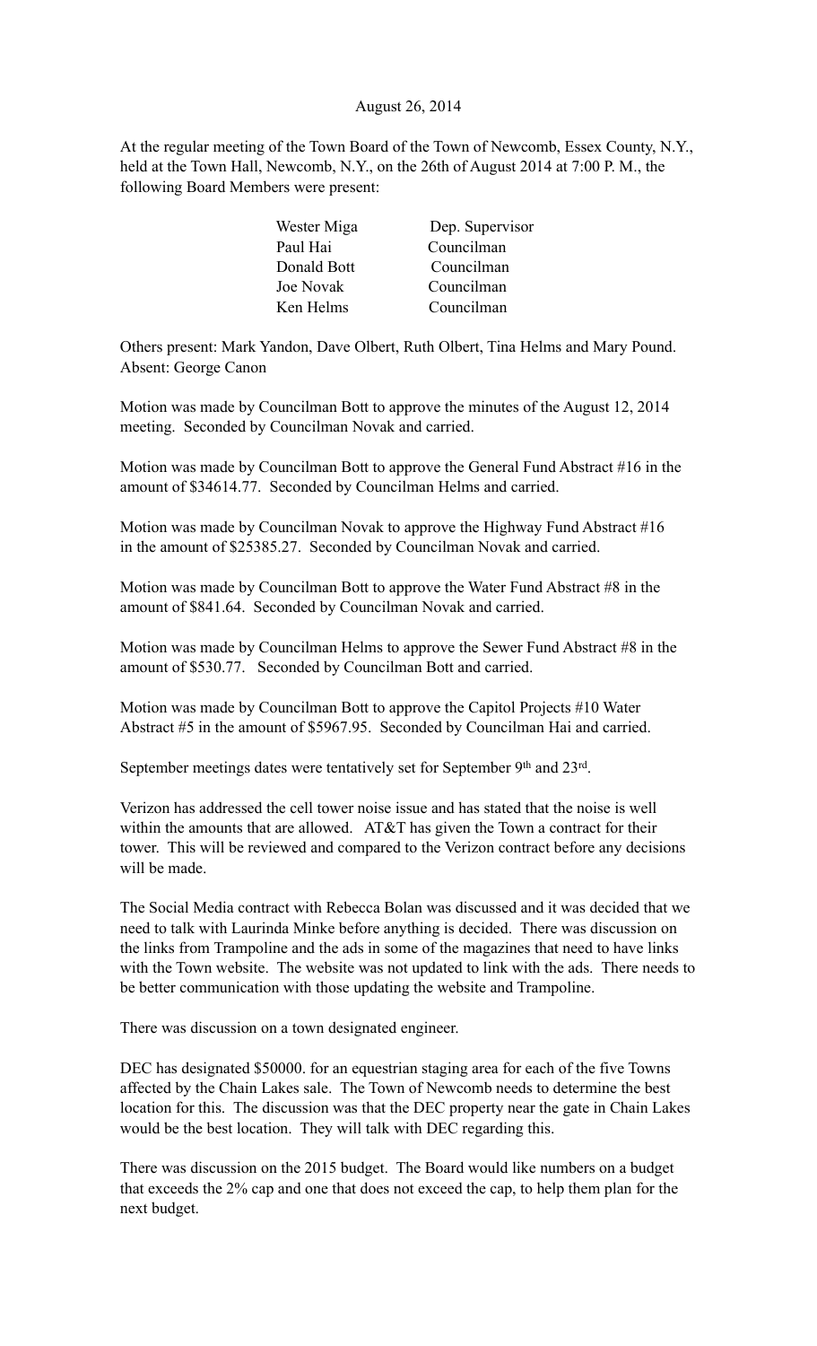August 26, 2014

At the regular meeting of the Town Board of the Town of Newcomb, Essex County, N.Y., held at the Town Hall, Newcomb, N.Y., on the 26th of August 2014 at 7:00 P. M., the following Board Members were present:

| | |
|---|---|
| Wester Miga | Dep. Supervisor |
| Paul Hai | Councilman |
| Donald Bott | Councilman |
| Joe Novak | Councilman |
| Ken Helms | Councilman |

Others present: Mark Yandon, Dave Olbert, Ruth Olbert, Tina Helms and Mary Pound.
Absent: George Canon

Motion was made by Councilman Bott to approve the minutes of the August 12, 2014 meeting. Seconded by Councilman Novak and carried.

Motion was made by Councilman Bott to approve the General Fund Abstract #16 in the amount of $34614.77. Seconded by Councilman Helms and carried.

Motion was made by Councilman Novak to approve the Highway Fund Abstract #16 in the amount of $25385.27. Seconded by Councilman Novak and carried.

Motion was made by Councilman Bott to approve the Water Fund Abstract #8 in the amount of $841.64. Seconded by Councilman Novak and carried.

Motion was made by Councilman Helms to approve the Sewer Fund Abstract #8 in the amount of $530.77. Seconded by Councilman Bott and carried.

Motion was made by Councilman Bott to approve the Capitol Projects #10 Water Abstract #5 in the amount of $5967.95. Seconded by Councilman Hai and carried.

September meetings dates were tentatively set for September 9th and 23rd.

Verizon has addressed the cell tower noise issue and has stated that the noise is well within the amounts that are allowed. AT&T has given the Town a contract for their tower. This will be reviewed and compared to the Verizon contract before any decisions will be made.

The Social Media contract with Rebecca Bolan was discussed and it was decided that we need to talk with Laurinda Minke before anything is decided. There was discussion on the links from Trampoline and the ads in some of the magazines that need to have links with the Town website. The website was not updated to link with the ads. There needs to be better communication with those updating the website and Trampoline.

There was discussion on a town designated engineer.

DEC has designated $50000. for an equestrian staging area for each of the five Towns affected by the Chain Lakes sale. The Town of Newcomb needs to determine the best location for this. The discussion was that the DEC property near the gate in Chain Lakes would be the best location. They will talk with DEC regarding this.

There was discussion on the 2015 budget. The Board would like numbers on a budget that exceeds the 2% cap and one that does not exceed the cap, to help them plan for the next budget.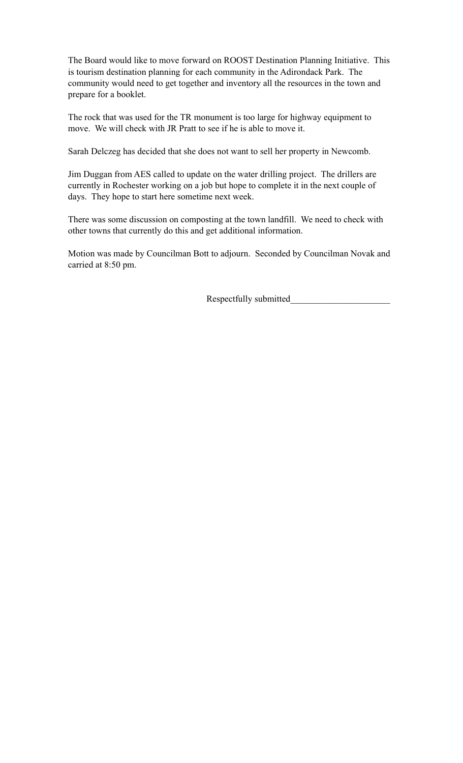The Board would like to move forward on ROOST Destination Planning Initiative. This is tourism destination planning for each community in the Adirondack Park. The community would need to get together and inventory all the resources in the town and prepare for a booklet.

The rock that was used for the TR monument is too large for highway equipment to move. We will check with JR Pratt to see if he is able to move it.

Sarah Delczeg has decided that she does not want to sell her property in Newcomb.

Jim Duggan from AES called to update on the water drilling project. The drillers are currently in Rochester working on a job but hope to complete it in the next couple of days. They hope to start here sometime next week.

There was some discussion on composting at the town landfill. We need to check with other towns that currently do this and get additional information.

Motion was made by Councilman Bott to adjourn. Seconded by Councilman Novak and carried at 8:50 pm.

Respectfully submitted______________________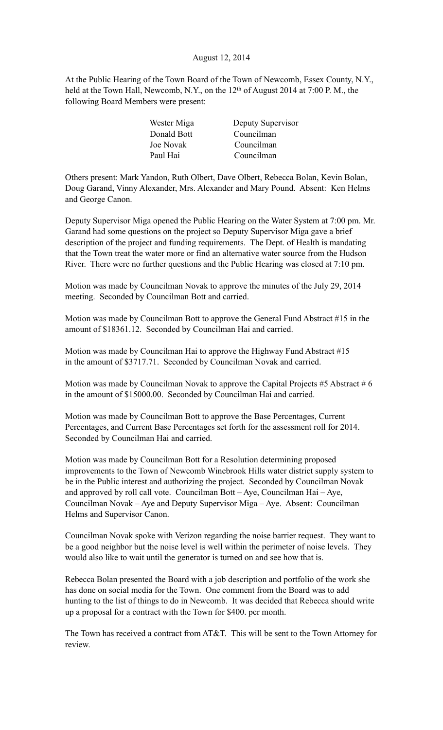August 12, 2014

At the Public Hearing of the Town Board of the Town of Newcomb, Essex County, N.Y., held at the Town Hall, Newcomb, N.Y., on the 12th of August 2014 at 7:00 P. M., the following Board Members were present:

| | |
|---|---|
| Wester Miga | Deputy Supervisor |
| Donald Bott | Councilman |
| Joe Novak | Councilman |
| Paul Hai | Councilman |

Others present: Mark Yandon, Ruth Olbert, Dave Olbert, Rebecca Bolan, Kevin Bolan, Doug Garand, Vinny Alexander, Mrs. Alexander and Mary Pound. Absent: Ken Helms and George Canon.

Deputy Supervisor Miga opened the Public Hearing on the Water System at 7:00 pm. Mr. Garand had some questions on the project so Deputy Supervisor Miga gave a brief description of the project and funding requirements. The Dept. of Health is mandating that the Town treat the water more or find an alternative water source from the Hudson River. There were no further questions and the Public Hearing was closed at 7:10 pm.

Motion was made by Councilman Novak to approve the minutes of the July 29, 2014 meeting. Seconded by Councilman Bott and carried.

Motion was made by Councilman Bott to approve the General Fund Abstract #15 in the amount of $18361.12. Seconded by Councilman Hai and carried.

Motion was made by Councilman Hai to approve the Highway Fund Abstract #15 in the amount of $3717.71. Seconded by Councilman Novak and carried.

Motion was made by Councilman Novak to approve the Capital Projects #5 Abstract # 6 in the amount of $15000.00. Seconded by Councilman Hai and carried.

Motion was made by Councilman Bott to approve the Base Percentages, Current Percentages, and Current Base Percentages set forth for the assessment roll for 2014. Seconded by Councilman Hai and carried.

Motion was made by Councilman Bott for a Resolution determining proposed improvements to the Town of Newcomb Winebrook Hills water district supply system to be in the Public interest and authorizing the project. Seconded by Councilman Novak and approved by roll call vote. Councilman Bott – Aye, Councilman Hai – Aye, Councilman Novak – Aye and Deputy Supervisor Miga – Aye. Absent: Councilman Helms and Supervisor Canon.

Councilman Novak spoke with Verizon regarding the noise barrier request. They want to be a good neighbor but the noise level is well within the perimeter of noise levels. They would also like to wait until the generator is turned on and see how that is.

Rebecca Bolan presented the Board with a job description and portfolio of the work she has done on social media for the Town. One comment from the Board was to add hunting to the list of things to do in Newcomb. It was decided that Rebecca should write up a proposal for a contract with the Town for $400. per month.

The Town has received a contract from AT&T. This will be sent to the Town Attorney for review.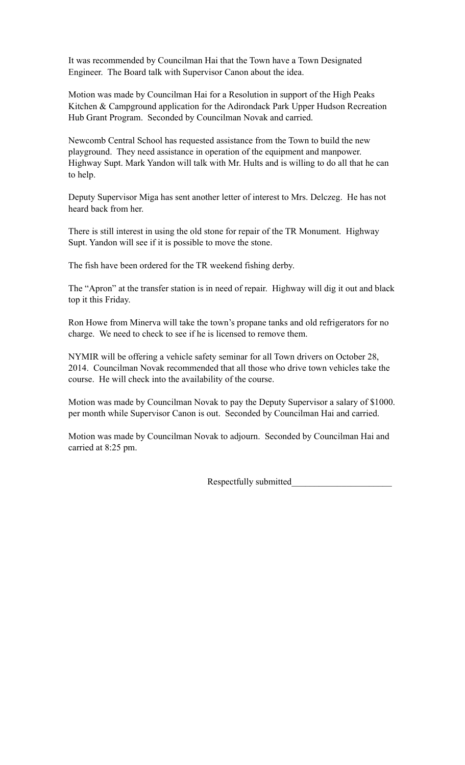It was recommended by Councilman Hai that the Town have a Town Designated Engineer. The Board talk with Supervisor Canon about the idea.

Motion was made by Councilman Hai for a Resolution in support of the High Peaks Kitchen & Campground application for the Adirondack Park Upper Hudson Recreation Hub Grant Program. Seconded by Councilman Novak and carried.

Newcomb Central School has requested assistance from the Town to build the new playground. They need assistance in operation of the equipment and manpower. Highway Supt. Mark Yandon will talk with Mr. Hults and is willing to do all that he can to help.

Deputy Supervisor Miga has sent another letter of interest to Mrs. Delczeg. He has not heard back from her.

There is still interest in using the old stone for repair of the TR Monument. Highway Supt. Yandon will see if it is possible to move the stone.

The fish have been ordered for the TR weekend fishing derby.

The "Apron" at the transfer station is in need of repair. Highway will dig it out and black top it this Friday.

Ron Howe from Minerva will take the town's propane tanks and old refrigerators for no charge. We need to check to see if he is licensed to remove them.

NYMIR will be offering a vehicle safety seminar for all Town drivers on October 28, 2014. Councilman Novak recommended that all those who drive town vehicles take the course. He will check into the availability of the course.

Motion was made by Councilman Novak to pay the Deputy Supervisor a salary of $1000. per month while Supervisor Canon is out. Seconded by Councilman Hai and carried.

Motion was made by Councilman Novak to adjourn. Seconded by Councilman Hai and carried at 8:25 pm.

Respectfully submitted______________________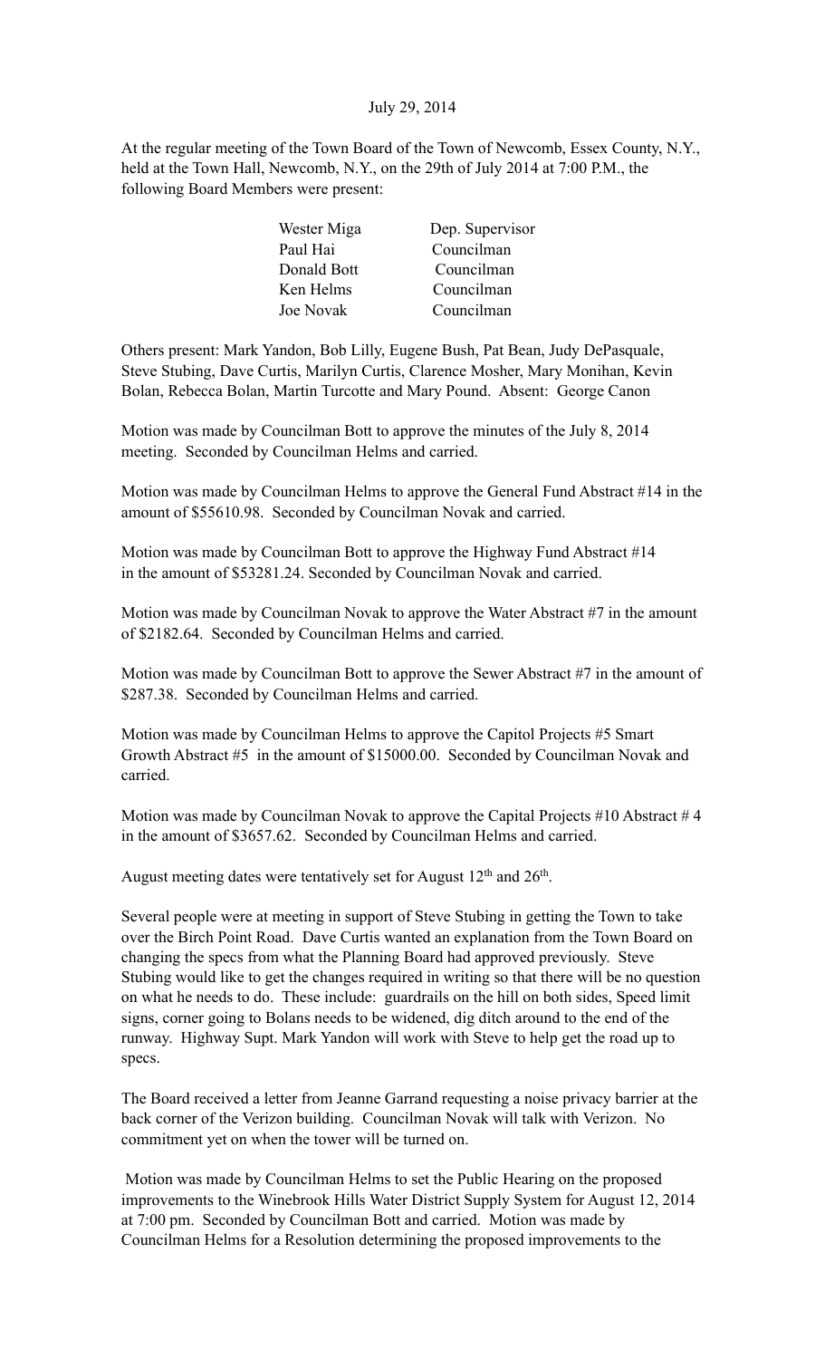July 29, 2014

At the regular meeting of the Town Board of the Town of Newcomb, Essex County, N.Y., held at the Town Hall, Newcomb, N.Y., on the 29th of July 2014 at 7:00 P.M., the following Board Members were present:

| | |
|---|---|
| Wester Miga | Dep. Supervisor |
| Paul Hai | Councilman |
| Donald Bott | Councilman |
| Ken Helms | Councilman |
| Joe Novak | Councilman |

Others present: Mark Yandon, Bob Lilly, Eugene Bush, Pat Bean, Judy DePasquale, Steve Stubing, Dave Curtis, Marilyn Curtis, Clarence Mosher, Mary Monihan, Kevin Bolan, Rebecca Bolan, Martin Turcotte and Mary Pound. Absent: George Canon

Motion was made by Councilman Bott to approve the minutes of the July 8, 2014 meeting. Seconded by Councilman Helms and carried.

Motion was made by Councilman Helms to approve the General Fund Abstract #14 in the amount of $55610.98. Seconded by Councilman Novak and carried.

Motion was made by Councilman Bott to approve the Highway Fund Abstract #14 in the amount of $53281.24. Seconded by Councilman Novak and carried.

Motion was made by Councilman Novak to approve the Water Abstract #7 in the amount of $2182.64. Seconded by Councilman Helms and carried.

Motion was made by Councilman Bott to approve the Sewer Abstract #7 in the amount of $287.38. Seconded by Councilman Helms and carried.

Motion was made by Councilman Helms to approve the Capitol Projects #5 Smart Growth Abstract #5 in the amount of $15000.00. Seconded by Councilman Novak and carried.

Motion was made by Councilman Novak to approve the Capital Projects #10 Abstract # 4 in the amount of $3657.62. Seconded by Councilman Helms and carried.

August meeting dates were tentatively set for August 12th and 26th.

Several people were at meeting in support of Steve Stubing in getting the Town to take over the Birch Point Road. Dave Curtis wanted an explanation from the Town Board on changing the specs from what the Planning Board had approved previously. Steve Stubing would like to get the changes required in writing so that there will be no question on what he needs to do. These include: guardrails on the hill on both sides, Speed limit signs, corner going to Bolans needs to be widened, dig ditch around to the end of the runway. Highway Supt. Mark Yandon will work with Steve to help get the road up to specs.

The Board received a letter from Jeanne Garrand requesting a noise privacy barrier at the back corner of the Verizon building. Councilman Novak will talk with Verizon. No commitment yet on when the tower will be turned on.

Motion was made by Councilman Helms to set the Public Hearing on the proposed improvements to the Winebrook Hills Water District Supply System for August 12, 2014 at 7:00 pm. Seconded by Councilman Bott and carried. Motion was made by Councilman Helms for a Resolution determining the proposed improvements to the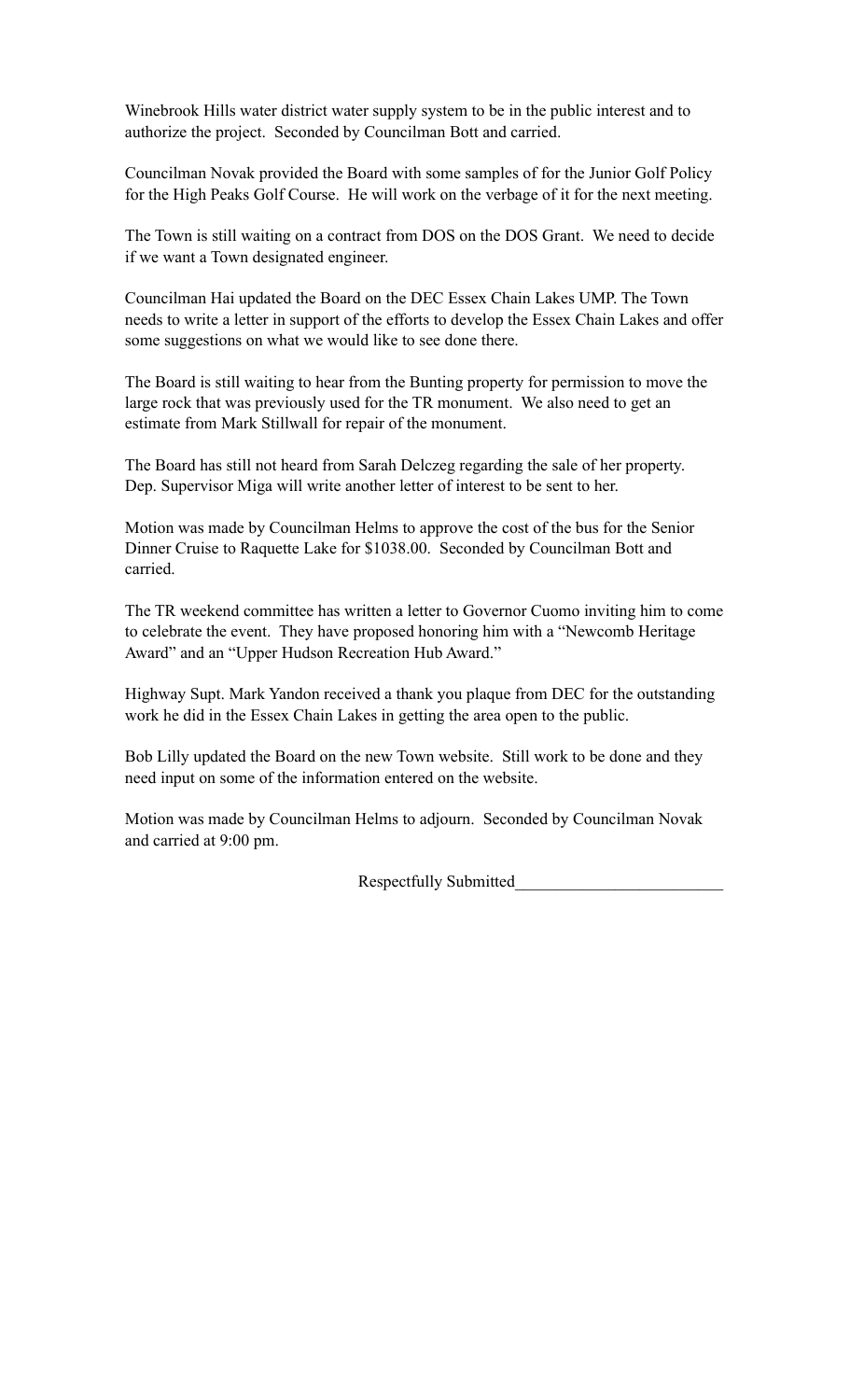Winebrook Hills water district water supply system to be in the public interest and to authorize the project. Seconded by Councilman Bott and carried.

Councilman Novak provided the Board with some samples of for the Junior Golf Policy for the High Peaks Golf Course. He will work on the verbage of it for the next meeting.

The Town is still waiting on a contract from DOS on the DOS Grant. We need to decide if we want a Town designated engineer.

Councilman Hai updated the Board on the DEC Essex Chain Lakes UMP. The Town needs to write a letter in support of the efforts to develop the Essex Chain Lakes and offer some suggestions on what we would like to see done there.

The Board is still waiting to hear from the Bunting property for permission to move the large rock that was previously used for the TR monument. We also need to get an estimate from Mark Stillwall for repair of the monument.

The Board has still not heard from Sarah Delczeg regarding the sale of her property. Dep. Supervisor Miga will write another letter of interest to be sent to her.

Motion was made by Councilman Helms to approve the cost of the bus for the Senior Dinner Cruise to Raquette Lake for $1038.00. Seconded by Councilman Bott and carried.

The TR weekend committee has written a letter to Governor Cuomo inviting him to come to celebrate the event. They have proposed honoring him with a "Newcomb Heritage Award" and an "Upper Hudson Recreation Hub Award."

Highway Supt. Mark Yandon received a thank you plaque from DEC for the outstanding work he did in the Essex Chain Lakes in getting the area open to the public.

Bob Lilly updated the Board on the new Town website. Still work to be done and they need input on some of the information entered on the website.

Motion was made by Councilman Helms to adjourn. Seconded by Councilman Novak and carried at 9:00 pm.

Respectfully Submitted________________________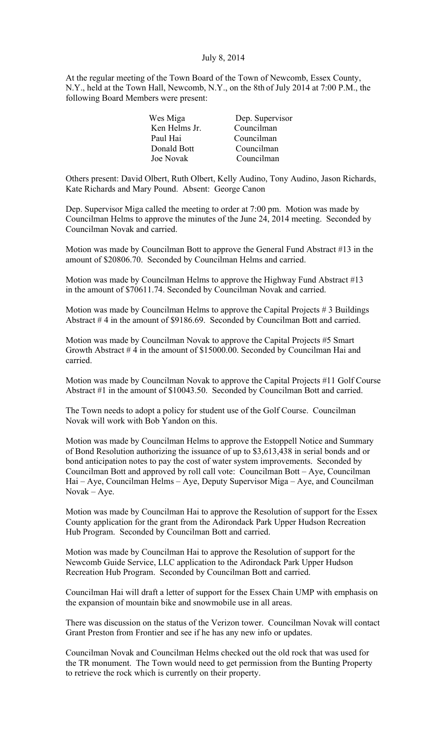July 8, 2014

At the regular meeting of the Town Board of the Town of Newcomb, Essex County, N.Y., held at the Town Hall, Newcomb, N.Y., on the 8th of July 2014 at 7:00 P.M., the following Board Members were present:

| | |
|---|---|
| Wes Miga | Dep. Supervisor |
| Ken Helms Jr. | Councilman |
| Paul Hai | Councilman |
| Donald Bott | Councilman |
| Joe Novak | Councilman |

Others present: David Olbert, Ruth Olbert, Kelly Audino, Tony Audino, Jason Richards, Kate Richards and Mary Pound. Absent: George Canon

Dep. Supervisor Miga called the meeting to order at 7:00 pm. Motion was made by Councilman Helms to approve the minutes of the June 24, 2014 meeting. Seconded by Councilman Novak and carried.

Motion was made by Councilman Bott to approve the General Fund Abstract #13 in the amount of $20806.70. Seconded by Councilman Helms and carried.

Motion was made by Councilman Helms to approve the Highway Fund Abstract #13 in the amount of $70611.74. Seconded by Councilman Novak and carried.

Motion was made by Councilman Helms to approve the Capital Projects # 3 Buildings Abstract # 4 in the amount of $9186.69. Seconded by Councilman Bott and carried.

Motion was made by Councilman Novak to approve the Capital Projects #5 Smart Growth Abstract # 4 in the amount of $15000.00. Seconded by Councilman Hai and carried.

Motion was made by Councilman Novak to approve the Capital Projects #11 Golf Course Abstract #1 in the amount of $10043.50. Seconded by Councilman Bott and carried.

The Town needs to adopt a policy for student use of the Golf Course. Councilman Novak will work with Bob Yandon on this.

Motion was made by Councilman Helms to approve the Estoppell Notice and Summary of Bond Resolution authorizing the issuance of up to $3,613,438 in serial bonds and or bond anticipation notes to pay the cost of water system improvements. Seconded by Councilman Bott and approved by roll call vote: Councilman Bott – Aye, Councilman Hai – Aye, Councilman Helms – Aye, Deputy Supervisor Miga – Aye, and Councilman Novak – Aye.

Motion was made by Councilman Hai to approve the Resolution of support for the Essex County application for the grant from the Adirondack Park Upper Hudson Recreation Hub Program. Seconded by Councilman Bott and carried.

Motion was made by Councilman Hai to approve the Resolution of support for the Newcomb Guide Service, LLC application to the Adirondack Park Upper Hudson Recreation Hub Program. Seconded by Councilman Bott and carried.

Councilman Hai will draft a letter of support for the Essex Chain UMP with emphasis on the expansion of mountain bike and snowmobile use in all areas.

There was discussion on the status of the Verizon tower. Councilman Novak will contact Grant Preston from Frontier and see if he has any new info or updates.

Councilman Novak and Councilman Helms checked out the old rock that was used for the TR monument. The Town would need to get permission from the Bunting Property to retrieve the rock which is currently on their property.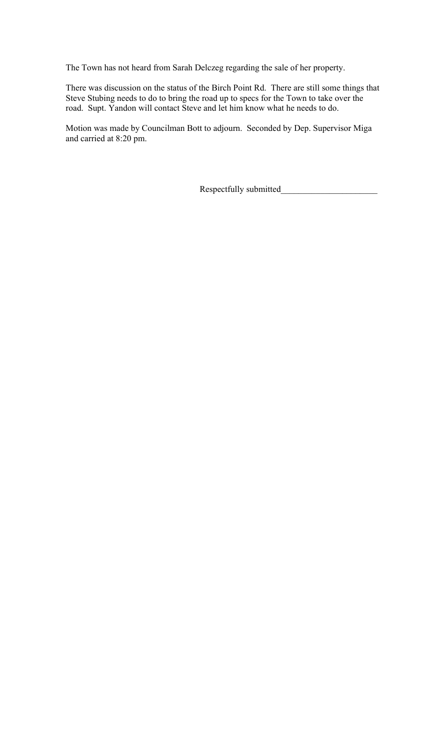The Town has not heard from Sarah Delczeg regarding the sale of her property.

There was discussion on the status of the Birch Point Rd. There are still some things that Steve Stubing needs to do to bring the road up to specs for the Town to take over the road. Supt. Yandon will contact Steve and let him know what he needs to do.

Motion was made by Councilman Bott to adjourn. Seconded by Dep. Supervisor Miga and carried at 8:20 pm.

Respectfully submitted______________________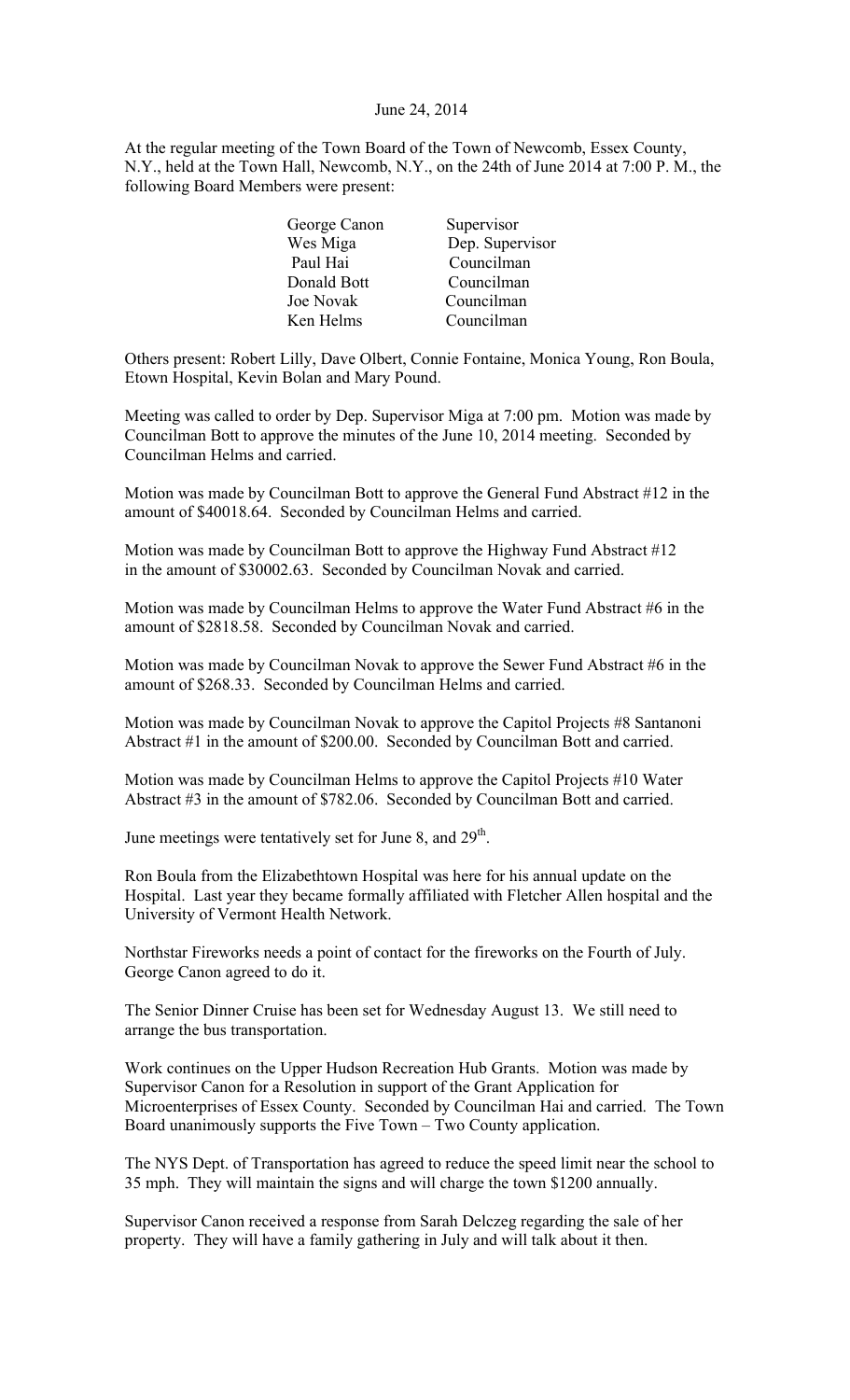June 24, 2014

At the regular meeting of the Town Board of the Town of Newcomb, Essex County, N.Y., held at the Town Hall, Newcomb, N.Y., on the 24th of June 2014 at 7:00 P. M., the following Board Members were present:

| | |
|---|---|
| George Canon | Supervisor |
| Wes Miga | Dep. Supervisor |
| Paul Hai | Councilman |
| Donald Bott | Councilman |
| Joe Novak | Councilman |
| Ken Helms | Councilman |

Others present: Robert Lilly, Dave Olbert, Connie Fontaine, Monica Young, Ron Boula, Etown Hospital, Kevin Bolan and Mary Pound.

Meeting was called to order by Dep. Supervisor Miga at 7:00 pm. Motion was made by Councilman Bott to approve the minutes of the June 10, 2014 meeting. Seconded by Councilman Helms and carried.

Motion was made by Councilman Bott to approve the General Fund Abstract #12 in the amount of $40018.64. Seconded by Councilman Helms and carried.

Motion was made by Councilman Bott to approve the Highway Fund Abstract #12 in the amount of $30002.63. Seconded by Councilman Novak and carried.

Motion was made by Councilman Helms to approve the Water Fund Abstract #6 in the amount of $2818.58. Seconded by Councilman Novak and carried.

Motion was made by Councilman Novak to approve the Sewer Fund Abstract #6 in the amount of $268.33. Seconded by Councilman Helms and carried.

Motion was made by Councilman Novak to approve the Capitol Projects #8 Santanoni Abstract #1 in the amount of $200.00. Seconded by Councilman Bott and carried.

Motion was made by Councilman Helms to approve the Capitol Projects #10 Water Abstract #3 in the amount of $782.06. Seconded by Councilman Bott and carried.

June meetings were tentatively set for June 8, and 29th.

Ron Boula from the Elizabethtown Hospital was here for his annual update on the Hospital. Last year they became formally affiliated with Fletcher Allen hospital and the University of Vermont Health Network.

Northstar Fireworks needs a point of contact for the fireworks on the Fourth of July. George Canon agreed to do it.

The Senior Dinner Cruise has been set for Wednesday August 13. We still need to arrange the bus transportation.

Work continues on the Upper Hudson Recreation Hub Grants. Motion was made by Supervisor Canon for a Resolution in support of the Grant Application for Microenterprises of Essex County. Seconded by Councilman Hai and carried. The Town Board unanimously supports the Five Town – Two County application.

The NYS Dept. of Transportation has agreed to reduce the speed limit near the school to 35 mph. They will maintain the signs and will charge the town $1200 annually.

Supervisor Canon received a response from Sarah Delczeg regarding the sale of her property. They will have a family gathering in July and will talk about it then.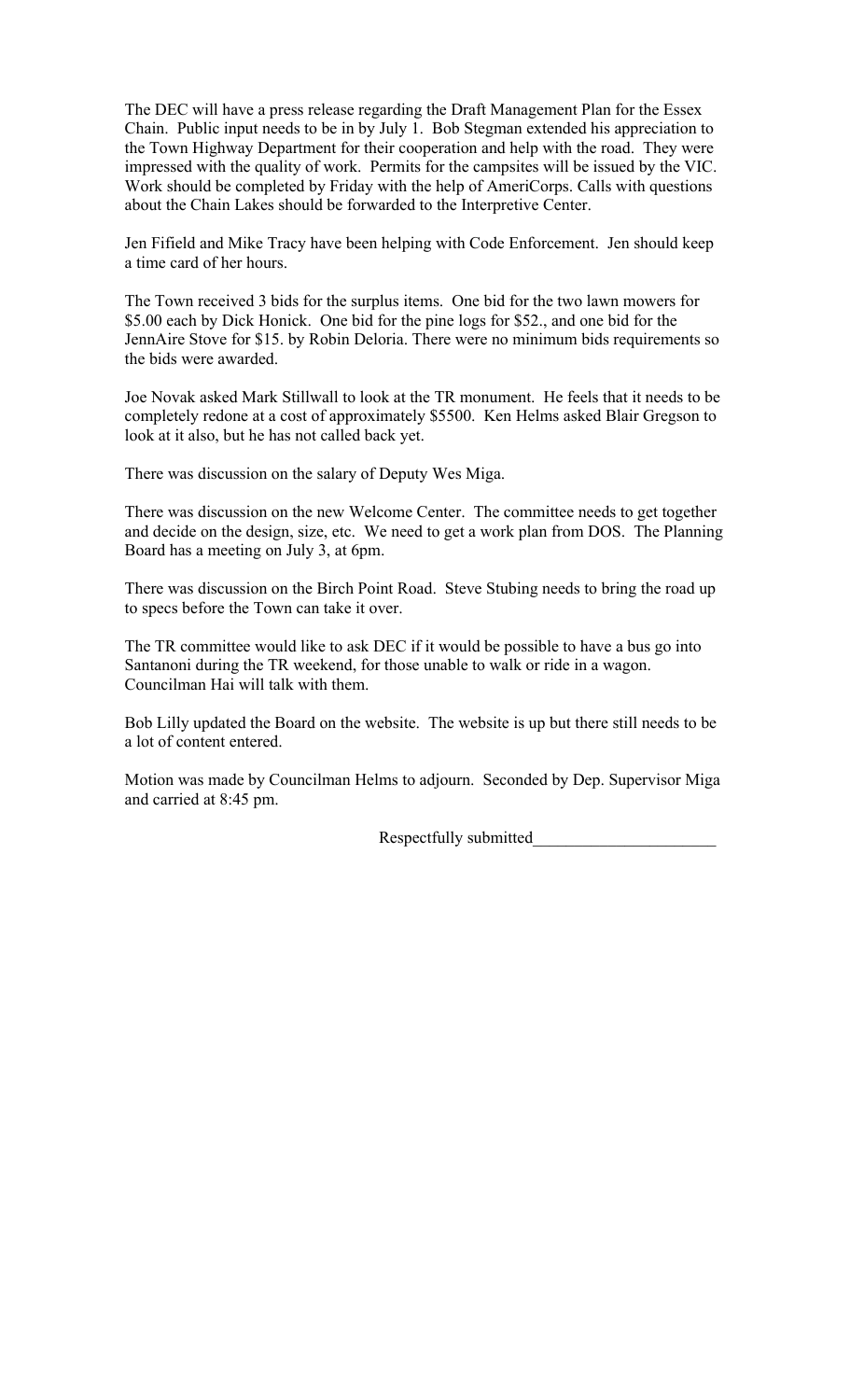The DEC will have a press release regarding the Draft Management Plan for the Essex Chain. Public input needs to be in by July 1. Bob Stegman extended his appreciation to the Town Highway Department for their cooperation and help with the road. They were impressed with the quality of work. Permits for the campsites will be issued by the VIC. Work should be completed by Friday with the help of AmeriCorps. Calls with questions about the Chain Lakes should be forwarded to the Interpretive Center.

Jen Fifield and Mike Tracy have been helping with Code Enforcement. Jen should keep a time card of her hours.

The Town received 3 bids for the surplus items. One bid for the two lawn mowers for $5.00 each by Dick Honick. One bid for the pine logs for $52., and one bid for the JennAire Stove for $15. by Robin Deloria. There were no minimum bids requirements so the bids were awarded.

Joe Novak asked Mark Stillwall to look at the TR monument. He feels that it needs to be completely redone at a cost of approximately $5500. Ken Helms asked Blair Gregson to look at it also, but he has not called back yet.

There was discussion on the salary of Deputy Wes Miga.

There was discussion on the new Welcome Center. The committee needs to get together and decide on the design, size, etc. We need to get a work plan from DOS. The Planning Board has a meeting on July 3, at 6pm.

There was discussion on the Birch Point Road. Steve Stubing needs to bring the road up to specs before the Town can take it over.

The TR committee would like to ask DEC if it would be possible to have a bus go into Santanoni during the TR weekend, for those unable to walk or ride in a wagon. Councilman Hai will talk with them.

Bob Lilly updated the Board on the website. The website is up but there still needs to be a lot of content entered.

Motion was made by Councilman Helms to adjourn. Seconded by Dep. Supervisor Miga and carried at 8:45 pm.

Respectfully submitted______________________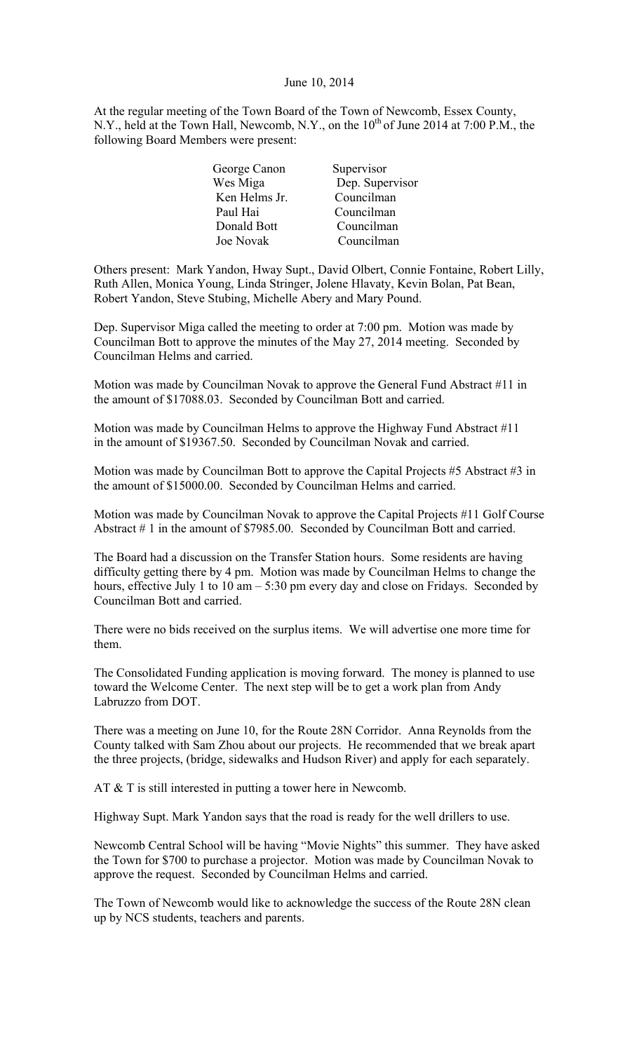June 10, 2014

At the regular meeting of the Town Board of the Town of Newcomb, Essex County, N.Y., held at the Town Hall, Newcomb, N.Y., on the 10th of June 2014 at 7:00 P.M., the following Board Members were present:

| | |
|---|---|
| George Canon | Supervisor |
| Wes Miga | Dep. Supervisor |
| Ken Helms Jr. | Councilman |
| Paul Hai | Councilman |
| Donald Bott | Councilman |
| Joe Novak | Councilman |

Others present: Mark Yandon, Hway Supt., David Olbert, Connie Fontaine, Robert Lilly, Ruth Allen, Monica Young, Linda Stringer, Jolene Hlavaty, Kevin Bolan, Pat Bean, Robert Yandon, Steve Stubing, Michelle Abery and Mary Pound.

Dep. Supervisor Miga called the meeting to order at 7:00 pm. Motion was made by Councilman Bott to approve the minutes of the May 27, 2014 meeting. Seconded by Councilman Helms and carried.

Motion was made by Councilman Novak to approve the General Fund Abstract #11 in the amount of $17088.03. Seconded by Councilman Bott and carried.

Motion was made by Councilman Helms to approve the Highway Fund Abstract #11 in the amount of $19367.50. Seconded by Councilman Novak and carried.

Motion was made by Councilman Bott to approve the Capital Projects #5 Abstract #3 in the amount of $15000.00. Seconded by Councilman Helms and carried.

Motion was made by Councilman Novak to approve the Capital Projects #11 Golf Course Abstract # 1 in the amount of $7985.00. Seconded by Councilman Bott and carried.

The Board had a discussion on the Transfer Station hours. Some residents are having difficulty getting there by 4 pm. Motion was made by Councilman Helms to change the hours, effective July 1 to 10 am – 5:30 pm every day and close on Fridays. Seconded by Councilman Bott and carried.

There were no bids received on the surplus items. We will advertise one more time for them.

The Consolidated Funding application is moving forward. The money is planned to use toward the Welcome Center. The next step will be to get a work plan from Andy Labruzzo from DOT.

There was a meeting on June 10, for the Route 28N Corridor. Anna Reynolds from the County talked with Sam Zhou about our projects. He recommended that we break apart the three projects, (bridge, sidewalks and Hudson River) and apply for each separately.

AT & T is still interested in putting a tower here in Newcomb.

Highway Supt. Mark Yandon says that the road is ready for the well drillers to use.

Newcomb Central School will be having "Movie Nights" this summer. They have asked the Town for $700 to purchase a projector. Motion was made by Councilman Novak to approve the request. Seconded by Councilman Helms and carried.

The Town of Newcomb would like to acknowledge the success of the Route 28N clean up by NCS students, teachers and parents.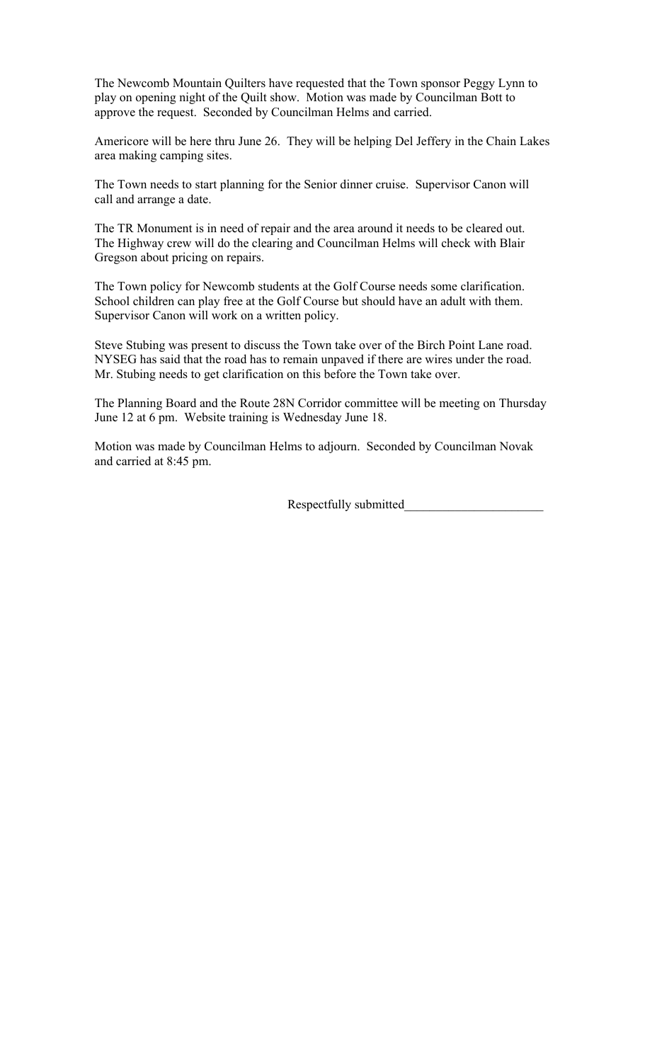The Newcomb Mountain Quilters have requested that the Town sponsor Peggy Lynn to play on opening night of the Quilt show. Motion was made by Councilman Bott to approve the request. Seconded by Councilman Helms and carried.

Americore will be here thru June 26. They will be helping Del Jeffery in the Chain Lakes area making camping sites.

The Town needs to start planning for the Senior dinner cruise. Supervisor Canon will call and arrange a date.

The TR Monument is in need of repair and the area around it needs to be cleared out. The Highway crew will do the clearing and Councilman Helms will check with Blair Gregson about pricing on repairs.

The Town policy for Newcomb students at the Golf Course needs some clarification. School children can play free at the Golf Course but should have an adult with them. Supervisor Canon will work on a written policy.

Steve Stubing was present to discuss the Town take over of the Birch Point Lane road. NYSEG has said that the road has to remain unpaved if there are wires under the road. Mr. Stubing needs to get clarification on this before the Town take over.

The Planning Board and the Route 28N Corridor committee will be meeting on Thursday June 12 at 6 pm. Website training is Wednesday June 18.

Motion was made by Councilman Helms to adjourn. Seconded by Councilman Novak and carried at 8:45 pm.

Respectfully submitted______________________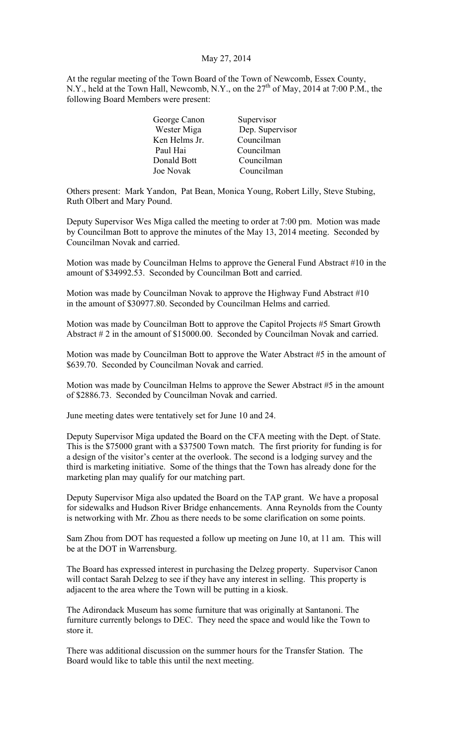May 27, 2014

At the regular meeting of the Town Board of the Town of Newcomb, Essex County, N.Y., held at the Town Hall, Newcomb, N.Y., on the 27th of May, 2014 at 7:00 P.M., the following Board Members were present:

| | |
|---|---|
| George Canon | Supervisor |
| Wester Miga | Dep. Supervisor |
| Ken Helms Jr. | Councilman |
| Paul Hai | Councilman |
| Donald Bott | Councilman |
| Joe Novak | Councilman |

Others present: Mark Yandon, Pat Bean, Monica Young, Robert Lilly, Steve Stubing, Ruth Olbert and Mary Pound.

Deputy Supervisor Wes Miga called the meeting to order at 7:00 pm. Motion was made by Councilman Bott to approve the minutes of the May 13, 2014 meeting. Seconded by Councilman Novak and carried.

Motion was made by Councilman Helms to approve the General Fund Abstract #10 in the amount of $34992.53. Seconded by Councilman Bott and carried.

Motion was made by Councilman Novak to approve the Highway Fund Abstract #10 in the amount of $30977.80. Seconded by Councilman Helms and carried.

Motion was made by Councilman Bott to approve the Capitol Projects #5 Smart Growth Abstract # 2 in the amount of $15000.00. Seconded by Councilman Novak and carried.

Motion was made by Councilman Bott to approve the Water Abstract #5 in the amount of $639.70. Seconded by Councilman Novak and carried.

Motion was made by Councilman Helms to approve the Sewer Abstract #5 in the amount of $2886.73. Seconded by Councilman Novak and carried.

June meeting dates were tentatively set for June 10 and 24.

Deputy Supervisor Miga updated the Board on the CFA meeting with the Dept. of State. This is the $75000 grant with a $37500 Town match. The first priority for funding is for a design of the visitor's center at the overlook. The second is a lodging survey and the third is marketing initiative. Some of the things that the Town has already done for the marketing plan may qualify for our matching part.

Deputy Supervisor Miga also updated the Board on the TAP grant. We have a proposal for sidewalks and Hudson River Bridge enhancements. Anna Reynolds from the County is networking with Mr. Zhou as there needs to be some clarification on some points.

Sam Zhou from DOT has requested a follow up meeting on June 10, at 11 am. This will be at the DOT in Warrensburg.

The Board has expressed interest in purchasing the Delzeg property. Supervisor Canon will contact Sarah Delzeg to see if they have any interest in selling. This property is adjacent to the area where the Town will be putting in a kiosk.

The Adirondack Museum has some furniture that was originally at Santanoni. The furniture currently belongs to DEC. They need the space and would like the Town to store it.

There was additional discussion on the summer hours for the Transfer Station. The Board would like to table this until the next meeting.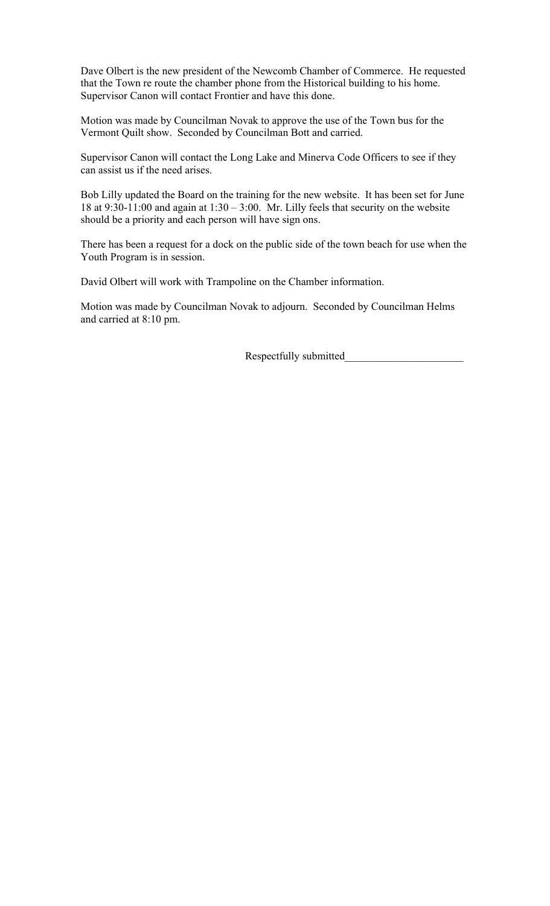Dave Olbert is the new president of the Newcomb Chamber of Commerce. He requested that the Town re route the chamber phone from the Historical building to his home. Supervisor Canon will contact Frontier and have this done.

Motion was made by Councilman Novak to approve the use of the Town bus for the Vermont Quilt show. Seconded by Councilman Bott and carried.

Supervisor Canon will contact the Long Lake and Minerva Code Officers to see if they can assist us if the need arises.

Bob Lilly updated the Board on the training for the new website. It has been set for June 18 at 9:30-11:00 and again at 1:30 – 3:00. Mr. Lilly feels that security on the website should be a priority and each person will have sign ons.

There has been a request for a dock on the public side of the town beach for use when the Youth Program is in session.

David Olbert will work with Trampoline on the Chamber information.

Motion was made by Councilman Novak to adjourn. Seconded by Councilman Helms and carried at 8:10 pm.

Respectfully submitted______________________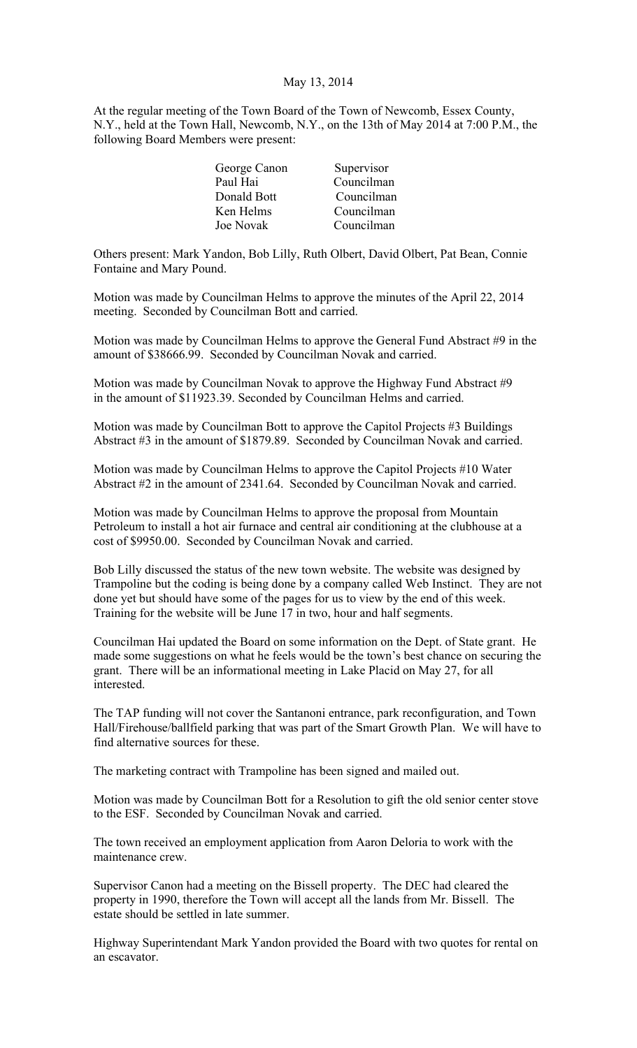May 13, 2014

At the regular meeting of the Town Board of the Town of Newcomb, Essex County, N.Y., held at the Town Hall, Newcomb, N.Y., on the 13th of May 2014 at 7:00 P.M., the following Board Members were present:

| | |
|---|---|
| George Canon | Supervisor |
| Paul Hai | Councilman |
| Donald Bott | Councilman |
| Ken Helms | Councilman |
| Joe Novak | Councilman |

Others present: Mark Yandon, Bob Lilly, Ruth Olbert, David Olbert, Pat Bean, Connie Fontaine and Mary Pound.

Motion was made by Councilman Helms to approve the minutes of the April 22, 2014 meeting. Seconded by Councilman Bott and carried.

Motion was made by Councilman Helms to approve the General Fund Abstract #9 in the amount of $38666.99. Seconded by Councilman Novak and carried.

Motion was made by Councilman Novak to approve the Highway Fund Abstract #9 in the amount of $11923.39. Seconded by Councilman Helms and carried.

Motion was made by Councilman Bott to approve the Capitol Projects #3 Buildings Abstract #3 in the amount of $1879.89. Seconded by Councilman Novak and carried.

Motion was made by Councilman Helms to approve the Capitol Projects #10 Water Abstract #2 in the amount of 2341.64. Seconded by Councilman Novak and carried.

Motion was made by Councilman Helms to approve the proposal from Mountain Petroleum to install a hot air furnace and central air conditioning at the clubhouse at a cost of $9950.00. Seconded by Councilman Novak and carried.

Bob Lilly discussed the status of the new town website. The website was designed by Trampoline but the coding is being done by a company called Web Instinct. They are not done yet but should have some of the pages for us to view by the end of this week. Training for the website will be June 17 in two, hour and half segments.

Councilman Hai updated the Board on some information on the Dept. of State grant. He made some suggestions on what he feels would be the town's best chance on securing the grant. There will be an informational meeting in Lake Placid on May 27, for all interested.

The TAP funding will not cover the Santanoni entrance, park reconfiguration, and Town Hall/Firehouse/ballfield parking that was part of the Smart Growth Plan. We will have to find alternative sources for these.

The marketing contract with Trampoline has been signed and mailed out.

Motion was made by Councilman Bott for a Resolution to gift the old senior center stove to the ESF. Seconded by Councilman Novak and carried.

The town received an employment application from Aaron Deloria to work with the maintenance crew.

Supervisor Canon had a meeting on the Bissell property. The DEC had cleared the property in 1990, therefore the Town will accept all the lands from Mr. Bissell. The estate should be settled in late summer.

Highway Superintendant Mark Yandon provided the Board with two quotes for rental on an escavator.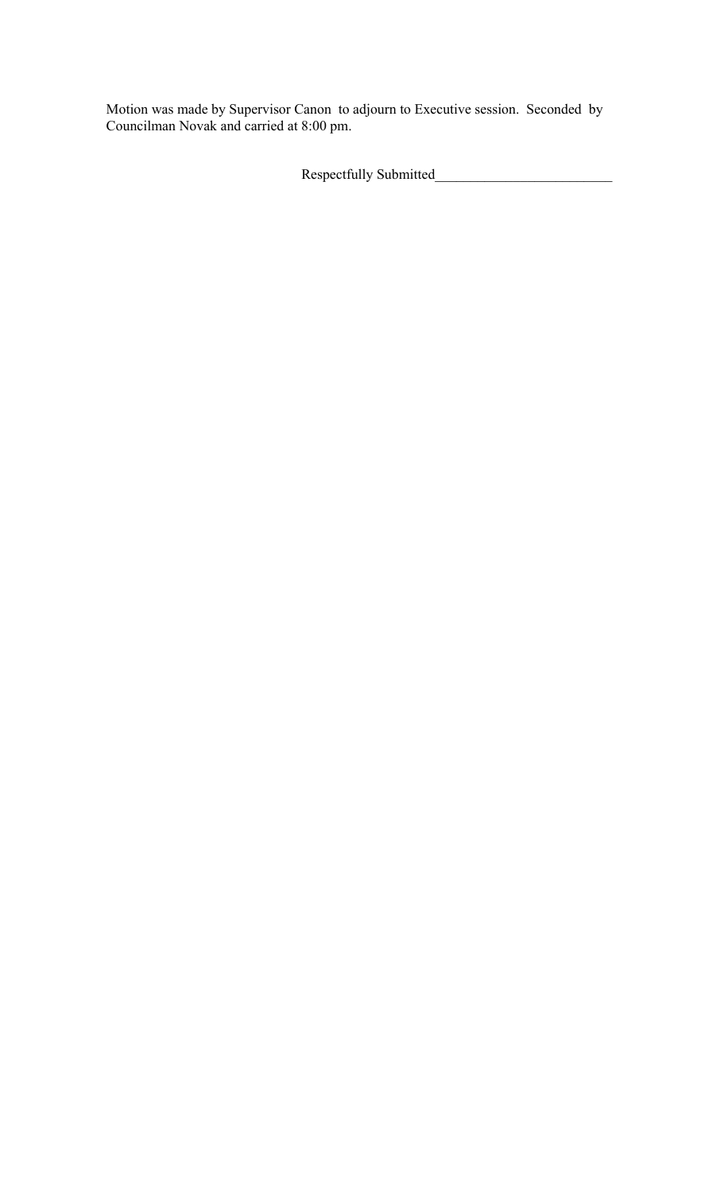Motion was made by Supervisor Canon to adjourn to Executive session. Seconded by Councilman Novak and carried at 8:00 pm.

Respectfully Submitted_________________________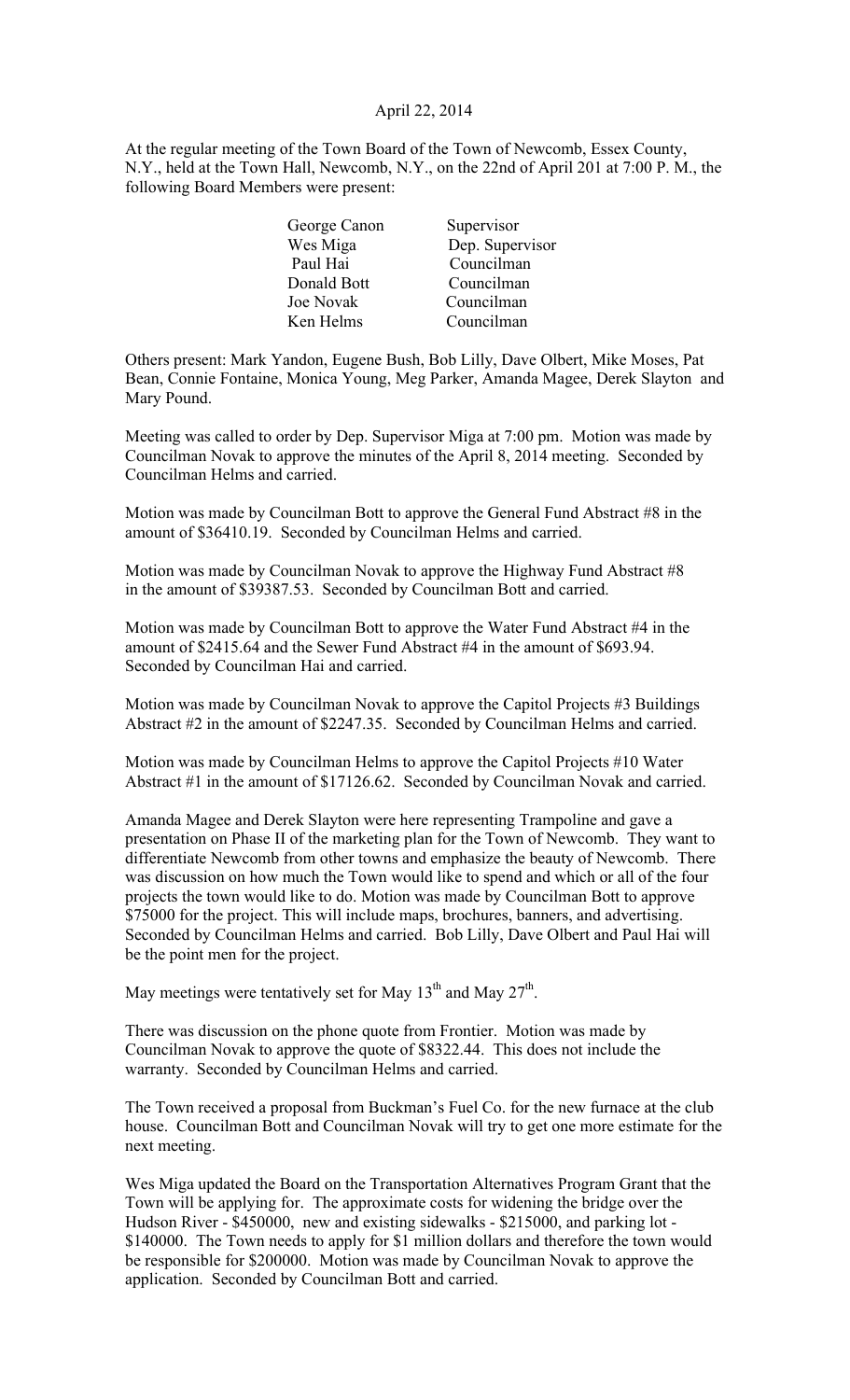April 22, 2014

At the regular meeting of the Town Board of the Town of Newcomb, Essex County, N.Y., held at the Town Hall, Newcomb, N.Y., on the 22nd of April 201 at 7:00 P. M., the following Board Members were present:

| | |
|---|---|
| George Canon | Supervisor |
| Wes Miga | Dep. Supervisor |
| Paul Hai | Councilman |
| Donald Bott | Councilman |
| Joe Novak | Councilman |
| Ken Helms | Councilman |

Others present: Mark Yandon, Eugene Bush, Bob Lilly, Dave Olbert, Mike Moses, Pat Bean, Connie Fontaine, Monica Young, Meg Parker, Amanda Magee, Derek Slayton and Mary Pound.

Meeting was called to order by Dep. Supervisor Miga at 7:00 pm. Motion was made by Councilman Novak to approve the minutes of the April 8, 2014 meeting. Seconded by Councilman Helms and carried.

Motion was made by Councilman Bott to approve the General Fund Abstract #8 in the amount of $36410.19. Seconded by Councilman Helms and carried.

Motion was made by Councilman Novak to approve the Highway Fund Abstract #8 in the amount of $39387.53. Seconded by Councilman Bott and carried.

Motion was made by Councilman Bott to approve the Water Fund Abstract #4 in the amount of $2415.64 and the Sewer Fund Abstract #4 in the amount of $693.94. Seconded by Councilman Hai and carried.

Motion was made by Councilman Novak to approve the Capitol Projects #3 Buildings Abstract #2 in the amount of $2247.35. Seconded by Councilman Helms and carried.

Motion was made by Councilman Helms to approve the Capitol Projects #10 Water Abstract #1 in the amount of $17126.62. Seconded by Councilman Novak and carried.

Amanda Magee and Derek Slayton were here representing Trampoline and gave a presentation on Phase II of the marketing plan for the Town of Newcomb. They want to differentiate Newcomb from other towns and emphasize the beauty of Newcomb. There was discussion on how much the Town would like to spend and which or all of the four projects the town would like to do. Motion was made by Councilman Bott to approve $75000 for the project. This will include maps, brochures, banners, and advertising. Seconded by Councilman Helms and carried. Bob Lilly, Dave Olbert and Paul Hai will be the point men for the project.

May meetings were tentatively set for May 13th and May 27th.

There was discussion on the phone quote from Frontier. Motion was made by Councilman Novak to approve the quote of $8322.44. This does not include the warranty. Seconded by Councilman Helms and carried.

The Town received a proposal from Buckman's Fuel Co. for the new furnace at the club house. Councilman Bott and Councilman Novak will try to get one more estimate for the next meeting.

Wes Miga updated the Board on the Transportation Alternatives Program Grant that the Town will be applying for. The approximate costs for widening the bridge over the Hudson River - $450000, new and existing sidewalks - $215000, and parking lot - $140000. The Town needs to apply for $1 million dollars and therefore the town would be responsible for $200000. Motion was made by Councilman Novak to approve the application. Seconded by Councilman Bott and carried.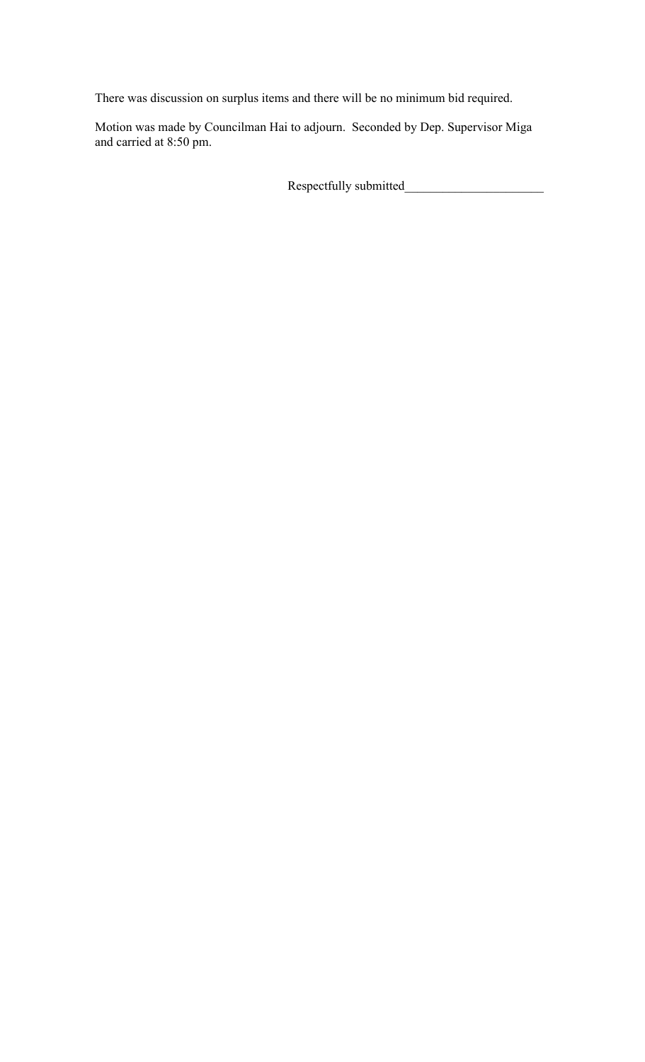There was discussion on surplus items and there will be no minimum bid required.

Motion was made by Councilman Hai to adjourn. Seconded by Dep. Supervisor Miga and carried at 8:50 pm.

Respectfully submitted______________________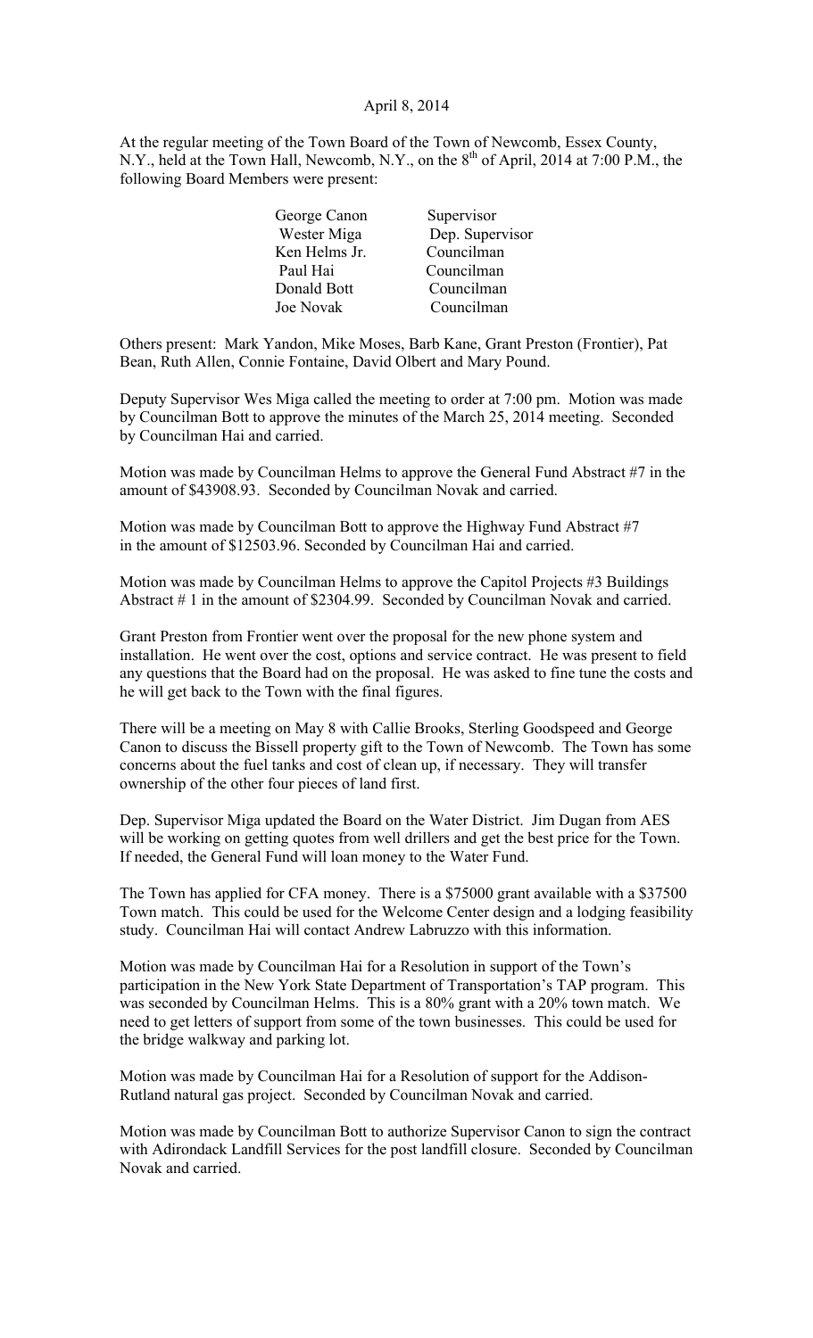April 8, 2014

At the regular meeting of the Town Board of the Town of Newcomb, Essex County, N.Y., held at the Town Hall, Newcomb, N.Y., on the 8th of April, 2014 at 7:00 P.M., the following Board Members were present:

| | |
|---|---|
| George Canon | Supervisor |
| Wester Miga | Dep. Supervisor |
| Ken Helms Jr. | Councilman |
| Paul Hai | Councilman |
| Donald Bott | Councilman |
| Joe Novak | Councilman |

Others present: Mark Yandon, Mike Moses, Barb Kane, Grant Preston (Frontier), Pat Bean, Ruth Allen, Connie Fontaine, David Olbert and Mary Pound.

Deputy Supervisor Wes Miga called the meeting to order at 7:00 pm. Motion was made by Councilman Bott to approve the minutes of the March 25, 2014 meeting. Seconded by Councilman Hai and carried.

Motion was made by Councilman Helms to approve the General Fund Abstract #7 in the amount of $43908.93. Seconded by Councilman Novak and carried.

Motion was made by Councilman Bott to approve the Highway Fund Abstract #7 in the amount of $12503.96. Seconded by Councilman Hai and carried.

Motion was made by Councilman Helms to approve the Capitol Projects #3 Buildings Abstract # 1 in the amount of $2304.99. Seconded by Councilman Novak and carried.

Grant Preston from Frontier went over the proposal for the new phone system and installation. He went over the cost, options and service contract. He was present to field any questions that the Board had on the proposal. He was asked to fine tune the costs and he will get back to the Town with the final figures.

There will be a meeting on May 8 with Callie Brooks, Sterling Goodspeed and George Canon to discuss the Bissell property gift to the Town of Newcomb. The Town has some concerns about the fuel tanks and cost of clean up, if necessary. They will transfer ownership of the other four pieces of land first.

Dep. Supervisor Miga updated the Board on the Water District. Jim Dugan from AES will be working on getting quotes from well drillers and get the best price for the Town. If needed, the General Fund will loan money to the Water Fund.

The Town has applied for CFA money. There is a $75000 grant available with a $37500 Town match. This could be used for the Welcome Center design and a lodging feasibility study. Councilman Hai will contact Andrew Labruzzo with this information.

Motion was made by Councilman Hai for a Resolution in support of the Town's participation in the New York State Department of Transportation's TAP program. This was seconded by Councilman Helms. This is a 80% grant with a 20% town match. We need to get letters of support from some of the town businesses. This could be used for the bridge walkway and parking lot.

Motion was made by Councilman Hai for a Resolution of support for the Addison-Rutland natural gas project. Seconded by Councilman Novak and carried.

Motion was made by Councilman Bott to authorize Supervisor Canon to sign the contract with Adirondack Landfill Services for the post landfill closure. Seconded by Councilman Novak and carried.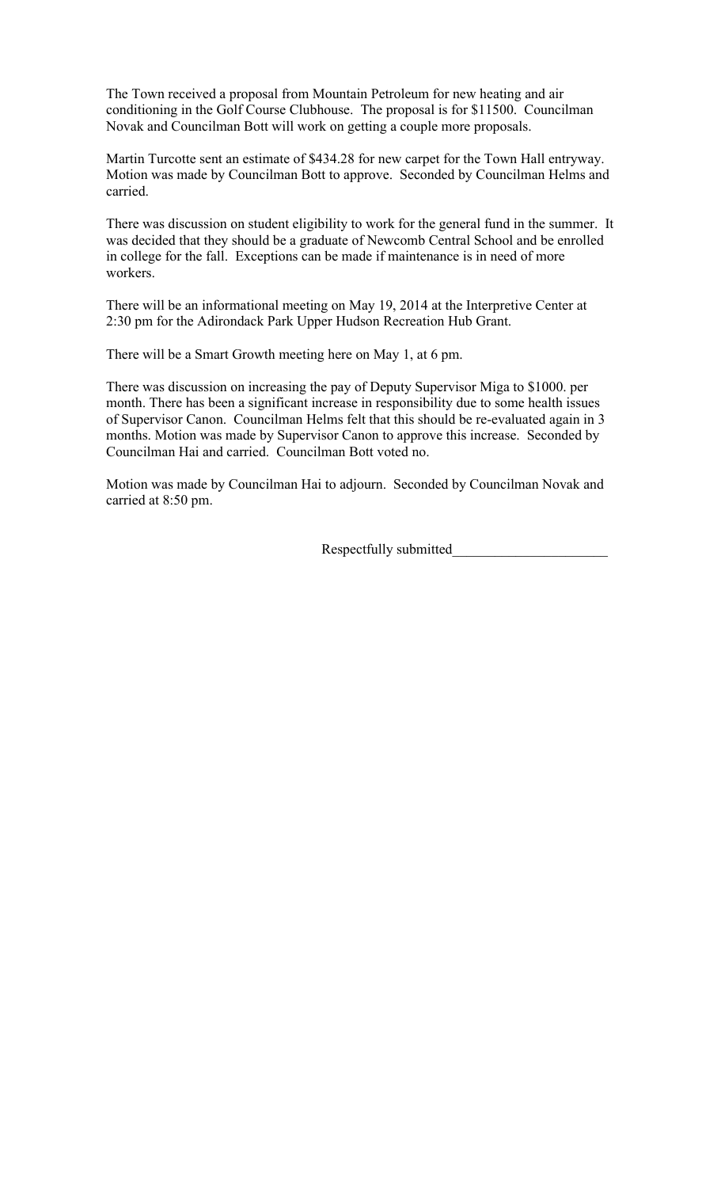The Town received a proposal from Mountain Petroleum for new heating and air conditioning in the Golf Course Clubhouse. The proposal is for $11500. Councilman Novak and Councilman Bott will work on getting a couple more proposals.

Martin Turcotte sent an estimate of $434.28 for new carpet for the Town Hall entryway. Motion was made by Councilman Bott to approve. Seconded by Councilman Helms and carried.

There was discussion on student eligibility to work for the general fund in the summer. It was decided that they should be a graduate of Newcomb Central School and be enrolled in college for the fall. Exceptions can be made if maintenance is in need of more workers.

There will be an informational meeting on May 19, 2014 at the Interpretive Center at 2:30 pm for the Adirondack Park Upper Hudson Recreation Hub Grant.

There will be a Smart Growth meeting here on May 1, at 6 pm.

There was discussion on increasing the pay of Deputy Supervisor Miga to $1000. per month. There has been a significant increase in responsibility due to some health issues of Supervisor Canon. Councilman Helms felt that this should be re-evaluated again in 3 months. Motion was made by Supervisor Canon to approve this increase. Seconded by Councilman Hai and carried. Councilman Bott voted no.

Motion was made by Councilman Hai to adjourn. Seconded by Councilman Novak and carried at 8:50 pm.

Respectfully submitted_____________________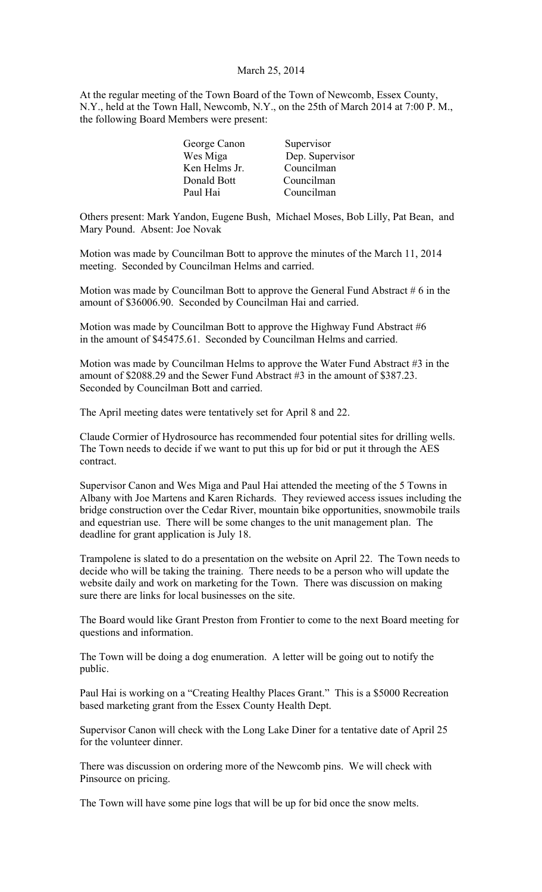March 25, 2014

At the regular meeting of the Town Board of the Town of Newcomb, Essex County, N.Y., held at the Town Hall, Newcomb, N.Y., on the 25th of March 2014 at 7:00 P. M., the following Board Members were present:

| | |
|---|---|
| George Canon | Supervisor |
| Wes Miga | Dep. Supervisor |
| Ken Helms Jr. | Councilman |
| Donald Bott | Councilman |
| Paul Hai | Councilman |

Others present: Mark Yandon, Eugene Bush, Michael Moses, Bob Lilly, Pat Bean, and Mary Pound. Absent: Joe Novak

Motion was made by Councilman Bott to approve the minutes of the March 11, 2014 meeting. Seconded by Councilman Helms and carried.

Motion was made by Councilman Bott to approve the General Fund Abstract # 6 in the amount of $36006.90. Seconded by Councilman Hai and carried.

Motion was made by Councilman Bott to approve the Highway Fund Abstract #6 in the amount of $45475.61. Seconded by Councilman Helms and carried.

Motion was made by Councilman Helms to approve the Water Fund Abstract #3 in the amount of $2088.29 and the Sewer Fund Abstract #3 in the amount of $387.23. Seconded by Councilman Bott and carried.

The April meeting dates were tentatively set for April 8 and 22.

Claude Cormier of Hydrosource has recommended four potential sites for drilling wells. The Town needs to decide if we want to put this up for bid or put it through the AES contract.

Supervisor Canon and Wes Miga and Paul Hai attended the meeting of the 5 Towns in Albany with Joe Martens and Karen Richards. They reviewed access issues including the bridge construction over the Cedar River, mountain bike opportunities, snowmobile trails and equestrian use. There will be some changes to the unit management plan. The deadline for grant application is July 18.

Trampolene is slated to do a presentation on the website on April 22. The Town needs to decide who will be taking the training. There needs to be a person who will update the website daily and work on marketing for the Town. There was discussion on making sure there are links for local businesses on the site.

The Board would like Grant Preston from Frontier to come to the next Board meeting for questions and information.

The Town will be doing a dog enumeration. A letter will be going out to notify the public.

Paul Hai is working on a "Creating Healthy Places Grant." This is a $5000 Recreation based marketing grant from the Essex County Health Dept.

Supervisor Canon will check with the Long Lake Diner for a tentative date of April 25 for the volunteer dinner.

There was discussion on ordering more of the Newcomb pins. We will check with Pinsource on pricing.

The Town will have some pine logs that will be up for bid once the snow melts.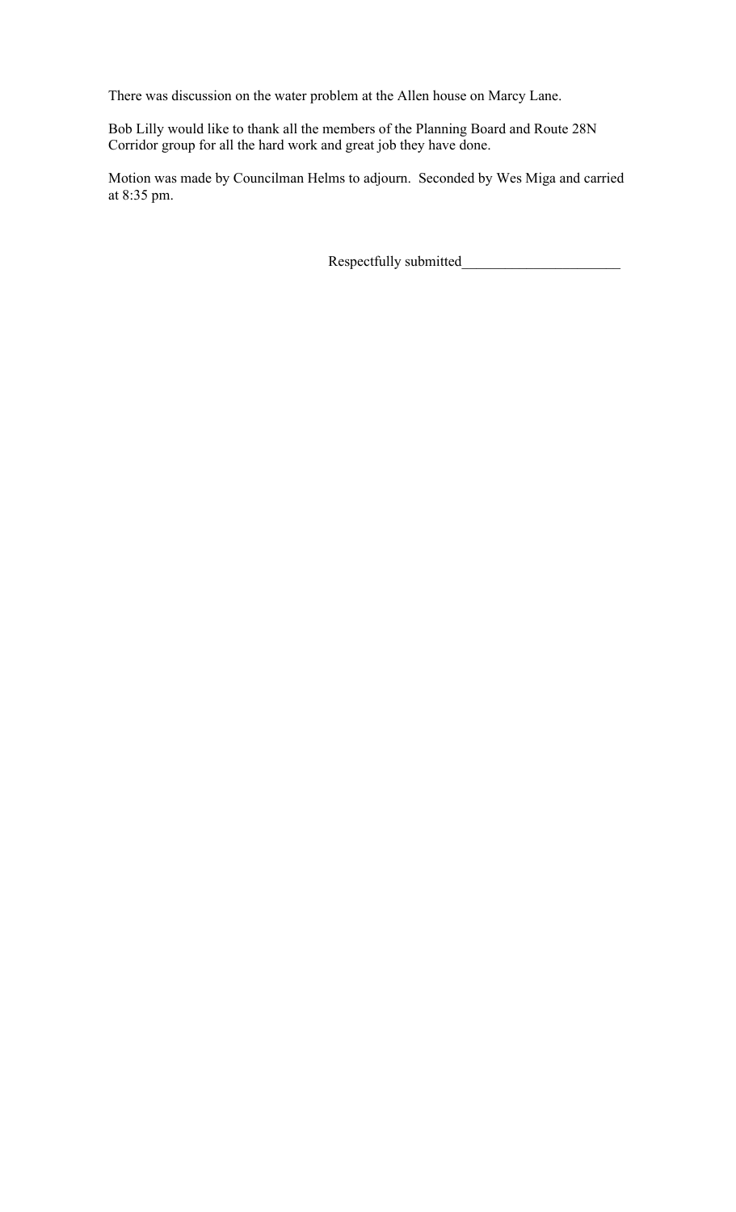There was discussion on the water problem at the Allen house on Marcy Lane.

Bob Lilly would like to thank all the members of the Planning Board and Route 28N Corridor group for all the hard work and great job they have done.

Motion was made by Councilman Helms to adjourn. Seconded by Wes Miga and carried at 8:35 pm.

Respectfully submitted______________________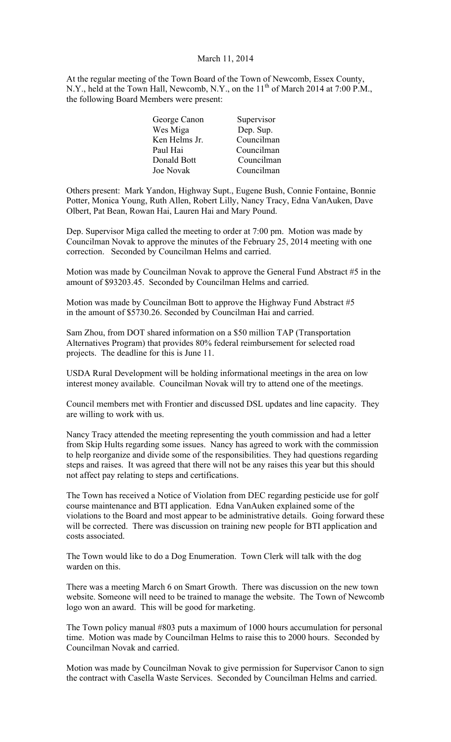March 11, 2014

At the regular meeting of the Town Board of the Town of Newcomb, Essex County, N.Y., held at the Town Hall, Newcomb, N.Y., on the 11th of March 2014 at 7:00 P.M., the following Board Members were present:

| | |
|---|---|
| George Canon | Supervisor |
| Wes Miga | Dep. Sup. |
| Ken Helms Jr. | Councilman |
| Paul Hai | Councilman |
| Donald Bott | Councilman |
| Joe Novak | Councilman |

Others present: Mark Yandon, Highway Supt., Eugene Bush, Connie Fontaine, Bonnie Potter, Monica Young, Ruth Allen, Robert Lilly, Nancy Tracy, Edna VanAuken, Dave Olbert, Pat Bean, Rowan Hai, Lauren Hai and Mary Pound.

Dep. Supervisor Miga called the meeting to order at 7:00 pm. Motion was made by Councilman Novak to approve the minutes of the February 25, 2014 meeting with one correction. Seconded by Councilman Helms and carried.

Motion was made by Councilman Novak to approve the General Fund Abstract #5 in the amount of $93203.45. Seconded by Councilman Helms and carried.

Motion was made by Councilman Bott to approve the Highway Fund Abstract #5 in the amount of $5730.26. Seconded by Councilman Hai and carried.

Sam Zhou, from DOT shared information on a $50 million TAP (Transportation Alternatives Program) that provides 80% federal reimbursement for selected road projects. The deadline for this is June 11.

USDA Rural Development will be holding informational meetings in the area on low interest money available. Councilman Novak will try to attend one of the meetings.

Council members met with Frontier and discussed DSL updates and line capacity. They are willing to work with us.

Nancy Tracy attended the meeting representing the youth commission and had a letter from Skip Hults regarding some issues. Nancy has agreed to work with the commission to help reorganize and divide some of the responsibilities. They had questions regarding steps and raises. It was agreed that there will not be any raises this year but this should not affect pay relating to steps and certifications.

The Town has received a Notice of Violation from DEC regarding pesticide use for golf course maintenance and BTI application. Edna VanAuken explained some of the violations to the Board and most appear to be administrative details. Going forward these will be corrected. There was discussion on training new people for BTI application and costs associated.

The Town would like to do a Dog Enumeration. Town Clerk will talk with the dog warden on this.

There was a meeting March 6 on Smart Growth. There was discussion on the new town website. Someone will need to be trained to manage the website. The Town of Newcomb logo won an award. This will be good for marketing.

The Town policy manual #803 puts a maximum of 1000 hours accumulation for personal time. Motion was made by Councilman Helms to raise this to 2000 hours. Seconded by Councilman Novak and carried.

Motion was made by Councilman Novak to give permission for Supervisor Canon to sign the contract with Casella Waste Services. Seconded by Councilman Helms and carried.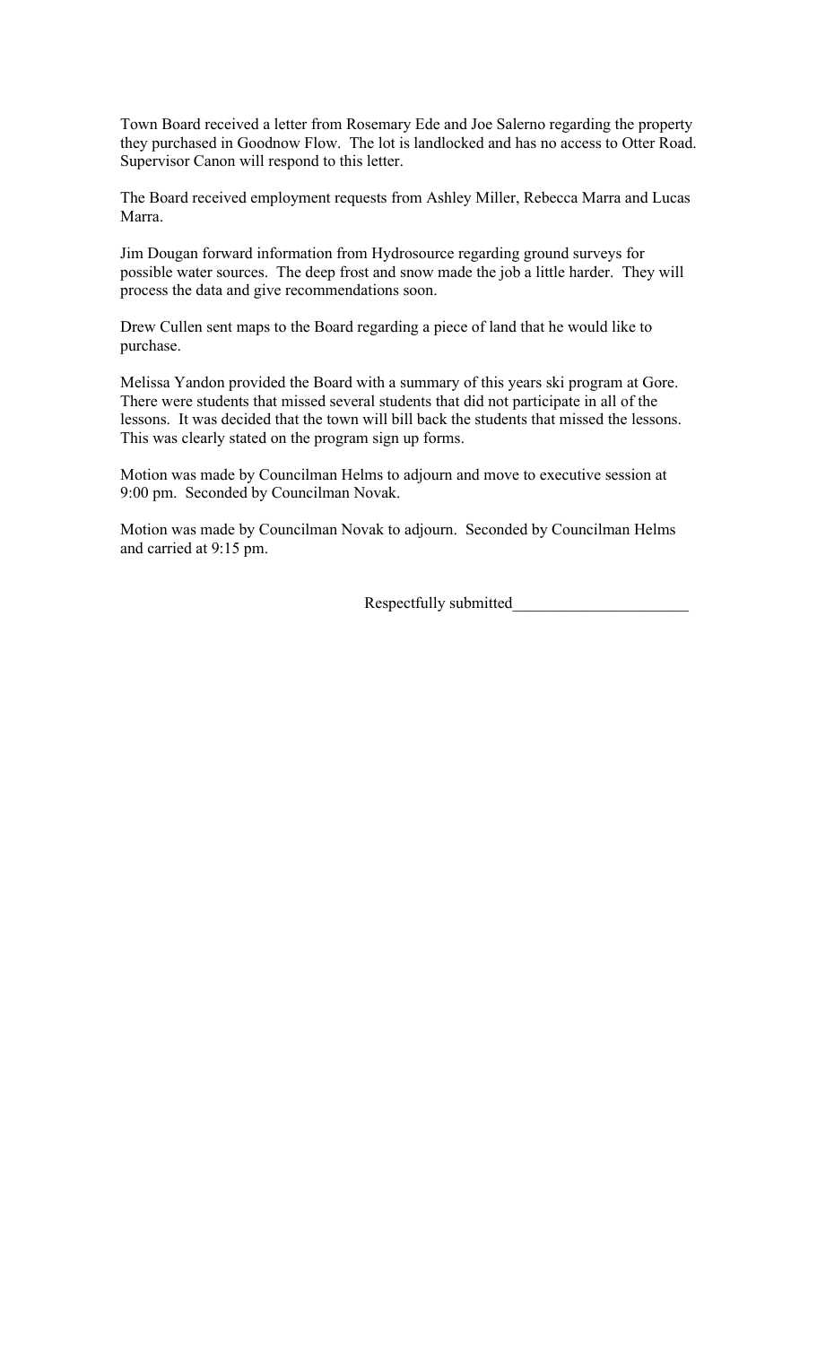Town Board received a letter from Rosemary Ede and Joe Salerno regarding the property they purchased in Goodnow Flow. The lot is landlocked and has no access to Otter Road. Supervisor Canon will respond to this letter.

The Board received employment requests from Ashley Miller, Rebecca Marra and Lucas Marra.

Jim Dougan forward information from Hydrosource regarding ground surveys for possible water sources. The deep frost and snow made the job a little harder. They will process the data and give recommendations soon.

Drew Cullen sent maps to the Board regarding a piece of land that he would like to purchase.

Melissa Yandon provided the Board with a summary of this years ski program at Gore. There were students that missed several students that did not participate in all of the lessons. It was decided that the town will bill back the students that missed the lessons. This was clearly stated on the program sign up forms.

Motion was made by Councilman Helms to adjourn and move to executive session at 9:00 pm. Seconded by Councilman Novak.

Motion was made by Councilman Novak to adjourn. Seconded by Councilman Helms and carried at 9:15 pm.

Respectfully submitted______________________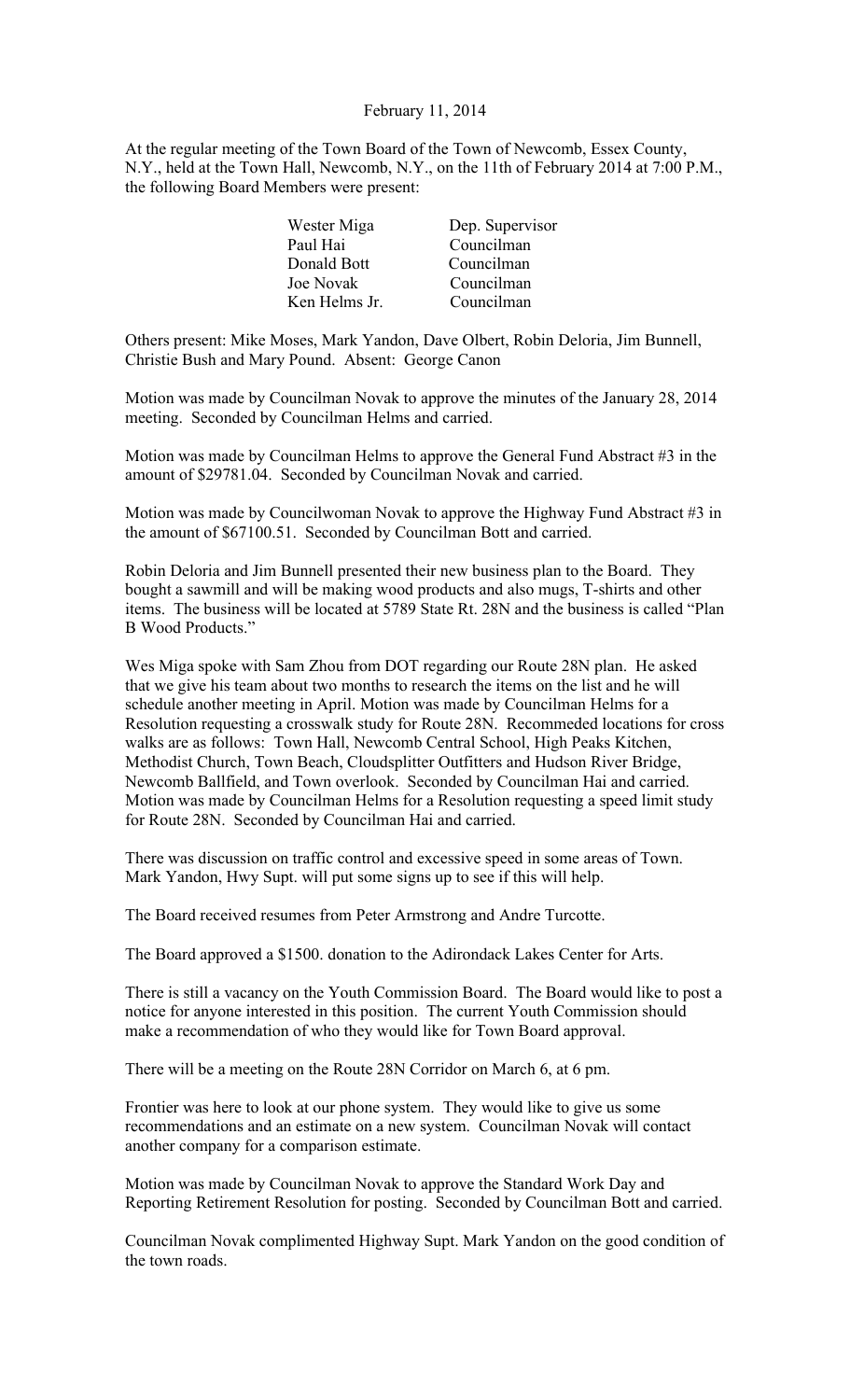February 11, 2014

At the regular meeting of the Town Board of the Town of Newcomb, Essex County, N.Y., held at the Town Hall, Newcomb, N.Y., on the 11th of February 2014 at 7:00 P.M., the following Board Members were present:

| | |
|---|---|
| Wester Miga | Dep. Supervisor |
| Paul Hai | Councilman |
| Donald Bott | Councilman |
| Joe Novak | Councilman |
| Ken Helms Jr. | Councilman |

Others present: Mike Moses, Mark Yandon, Dave Olbert, Robin Deloria, Jim Bunnell, Christie Bush and Mary Pound. Absent: George Canon

Motion was made by Councilman Novak to approve the minutes of the January 28, 2014 meeting. Seconded by Councilman Helms and carried.

Motion was made by Councilman Helms to approve the General Fund Abstract #3 in the amount of $29781.04. Seconded by Councilman Novak and carried.

Motion was made by Councilwoman Novak to approve the Highway Fund Abstract #3 in the amount of $67100.51. Seconded by Councilman Bott and carried.

Robin Deloria and Jim Bunnell presented their new business plan to the Board. They bought a sawmill and will be making wood products and also mugs, T-shirts and other items. The business will be located at 5789 State Rt. 28N and the business is called "Plan B Wood Products."

Wes Miga spoke with Sam Zhou from DOT regarding our Route 28N plan. He asked that we give his team about two months to research the items on the list and he will schedule another meeting in April. Motion was made by Councilman Helms for a Resolution requesting a crosswalk study for Route 28N. Recommeded locations for cross walks are as follows: Town Hall, Newcomb Central School, High Peaks Kitchen, Methodist Church, Town Beach, Cloudsplitter Outfitters and Hudson River Bridge, Newcomb Ballfield, and Town overlook. Seconded by Councilman Hai and carried. Motion was made by Councilman Helms for a Resolution requesting a speed limit study for Route 28N. Seconded by Councilman Hai and carried.

There was discussion on traffic control and excessive speed in some areas of Town. Mark Yandon, Hwy Supt. will put some signs up to see if this will help.

The Board received resumes from Peter Armstrong and Andre Turcotte.

The Board approved a $1500. donation to the Adirondack Lakes Center for Arts.

There is still a vacancy on the Youth Commission Board. The Board would like to post a notice for anyone interested in this position. The current Youth Commission should make a recommendation of who they would like for Town Board approval.

There will be a meeting on the Route 28N Corridor on March 6, at 6 pm.

Frontier was here to look at our phone system. They would like to give us some recommendations and an estimate on a new system. Councilman Novak will contact another company for a comparison estimate.

Motion was made by Councilman Novak to approve the Standard Work Day and Reporting Retirement Resolution for posting. Seconded by Councilman Bott and carried.

Councilman Novak complimented Highway Supt. Mark Yandon on the good condition of the town roads.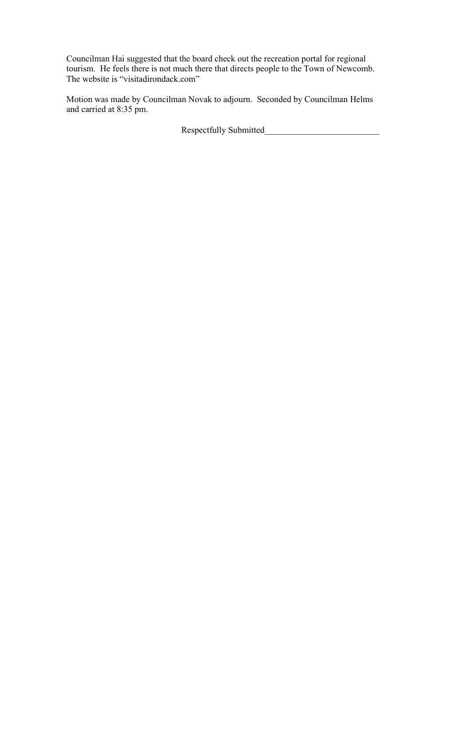Councilman Hai suggested that the board check out the recreation portal for regional tourism. He feels there is not much there that directs people to the Town of Newcomb. The website is "visitadirondack.com"

Motion was made by Councilman Novak to adjourn. Seconded by Councilman Helms and carried at 8:35 pm.

Respectfully Submitted__________________________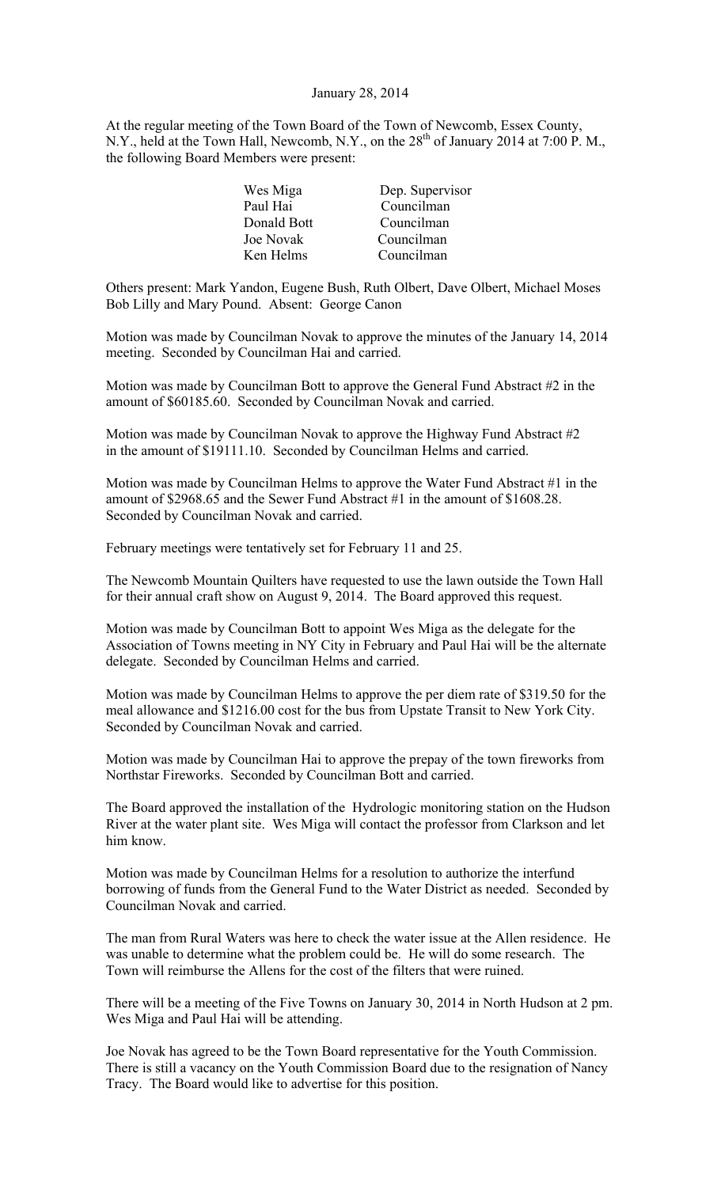January 28, 2014

At the regular meeting of the Town Board of the Town of Newcomb, Essex County, N.Y., held at the Town Hall, Newcomb, N.Y., on the 28th of January 2014 at 7:00 P. M., the following Board Members were present:

| | |
|---|---|
| Wes Miga | Dep. Supervisor |
| Paul Hai | Councilman |
| Donald Bott | Councilman |
| Joe Novak | Councilman |
| Ken Helms | Councilman |

Others present: Mark Yandon, Eugene Bush, Ruth Olbert, Dave Olbert, Michael Moses Bob Lilly and Mary Pound. Absent: George Canon

Motion was made by Councilman Novak to approve the minutes of the January 14, 2014 meeting. Seconded by Councilman Hai and carried.

Motion was made by Councilman Bott to approve the General Fund Abstract #2 in the amount of $60185.60. Seconded by Councilman Novak and carried.

Motion was made by Councilman Novak to approve the Highway Fund Abstract #2 in the amount of $19111.10. Seconded by Councilman Helms and carried.

Motion was made by Councilman Helms to approve the Water Fund Abstract #1 in the amount of $2968.65 and the Sewer Fund Abstract #1 in the amount of $1608.28. Seconded by Councilman Novak and carried.

February meetings were tentatively set for February 11 and 25.

The Newcomb Mountain Quilters have requested to use the lawn outside the Town Hall for their annual craft show on August 9, 2014. The Board approved this request.

Motion was made by Councilman Bott to appoint Wes Miga as the delegate for the Association of Towns meeting in NY City in February and Paul Hai will be the alternate delegate. Seconded by Councilman Helms and carried.

Motion was made by Councilman Helms to approve the per diem rate of $319.50 for the meal allowance and $1216.00 cost for the bus from Upstate Transit to New York City. Seconded by Councilman Novak and carried.

Motion was made by Councilman Hai to approve the prepay of the town fireworks from Northstar Fireworks. Seconded by Councilman Bott and carried.

The Board approved the installation of the Hydrologic monitoring station on the Hudson River at the water plant site. Wes Miga will contact the professor from Clarkson and let him know.

Motion was made by Councilman Helms for a resolution to authorize the interfund borrowing of funds from the General Fund to the Water District as needed. Seconded by Councilman Novak and carried.

The man from Rural Waters was here to check the water issue at the Allen residence. He was unable to determine what the problem could be. He will do some research. The Town will reimburse the Allens for the cost of the filters that were ruined.

There will be a meeting of the Five Towns on January 30, 2014 in North Hudson at 2 pm. Wes Miga and Paul Hai will be attending.

Joe Novak has agreed to be the Town Board representative for the Youth Commission. There is still a vacancy on the Youth Commission Board due to the resignation of Nancy Tracy. The Board would like to advertise for this position.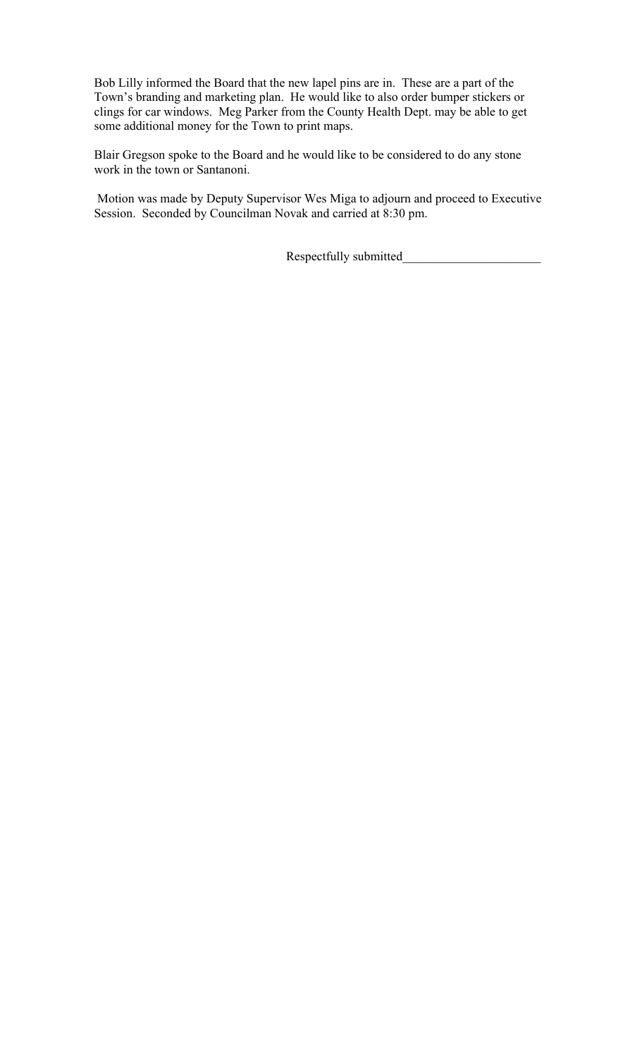Bob Lilly informed the Board that the new lapel pins are in. These are a part of the Town's branding and marketing plan. He would like to also order bumper stickers or clings for car windows. Meg Parker from the County Health Dept. may be able to get some additional money for the Town to print maps.

Blair Gregson spoke to the Board and he would like to be considered to do any stone work in the town or Santanoni.

Motion was made by Deputy Supervisor Wes Miga to adjourn and proceed to Executive Session. Seconded by Councilman Novak and carried at 8:30 pm.

Respectfully submitted______________________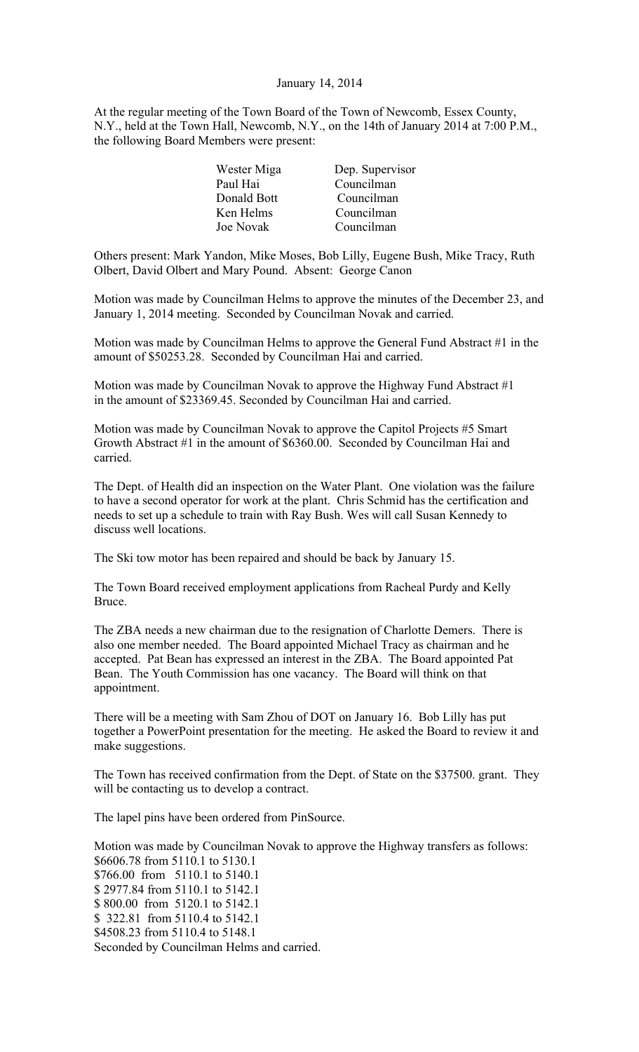January 14, 2014

At the regular meeting of the Town Board of the Town of Newcomb, Essex County, N.Y., held at the Town Hall, Newcomb, N.Y., on the 14th of January 2014 at 7:00 P.M., the following Board Members were present:

| | |
|---|---|
| Wester Miga | Dep. Supervisor |
| Paul Hai | Councilman |
| Donald Bott | Councilman |
| Ken Helms | Councilman |
| Joe Novak | Councilman |

Others present: Mark Yandon, Mike Moses, Bob Lilly, Eugene Bush, Mike Tracy, Ruth Olbert, David Olbert and Mary Pound. Absent: George Canon

Motion was made by Councilman Helms to approve the minutes of the December 23, and January 1, 2014 meeting. Seconded by Councilman Novak and carried.

Motion was made by Councilman Helms to approve the General Fund Abstract #1 in the amount of $50253.28. Seconded by Councilman Hai and carried.

Motion was made by Councilman Novak to approve the Highway Fund Abstract #1 in the amount of $23369.45. Seconded by Councilman Hai and carried.

Motion was made by Councilman Novak to approve the Capitol Projects #5 Smart Growth Abstract #1 in the amount of $6360.00. Seconded by Councilman Hai and carried.

The Dept. of Health did an inspection on the Water Plant. One violation was the failure to have a second operator for work at the plant. Chris Schmid has the certification and needs to set up a schedule to train with Ray Bush. Wes will call Susan Kennedy to discuss well locations.

The Ski tow motor has been repaired and should be back by January 15.

The Town Board received employment applications from Racheal Purdy and Kelly Bruce.

The ZBA needs a new chairman due to the resignation of Charlotte Demers. There is also one member needed. The Board appointed Michael Tracy as chairman and he accepted. Pat Bean has expressed an interest in the ZBA. The Board appointed Pat Bean. The Youth Commission has one vacancy. The Board will think on that appointment.

There will be a meeting with Sam Zhou of DOT on January 16. Bob Lilly has put together a PowerPoint presentation for the meeting. He asked the Board to review it and make suggestions.

The Town has received confirmation from the Dept. of State on the $37500. grant. They will be contacting us to develop a contract.

The lapel pins have been ordered from PinSource.

Motion was made by Councilman Novak to approve the Highway transfers as follows:
$6606.78 from 5110.1 to 5130.1
$766.00 from 5110.1 to 5140.1
$ 2977.84 from 5110.1 to 5142.1
$ 800.00 from 5120.1 to 5142.1
$ 322.81 from 5110.4 to 5142.1
$4508.23 from 5110.4 to 5148.1
Seconded by Councilman Helms and carried.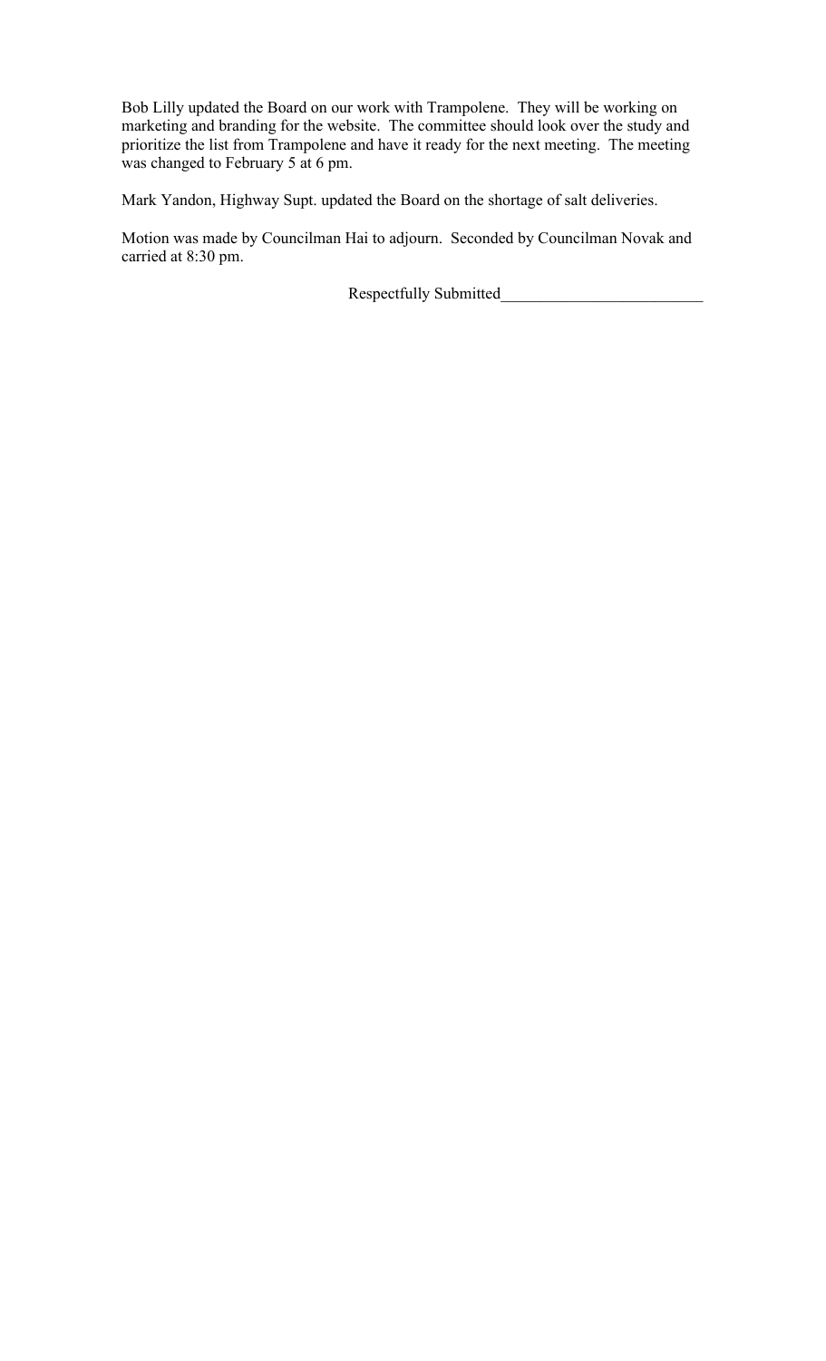Bob Lilly updated the Board on our work with Trampolene. They will be working on marketing and branding for the website. The committee should look over the study and prioritize the list from Trampolene and have it ready for the next meeting. The meeting was changed to February 5 at 6 pm.

Mark Yandon, Highway Supt. updated the Board on the shortage of salt deliveries.

Motion was made by Councilman Hai to adjourn. Seconded by Councilman Novak and carried at 8:30 pm.

Respectfully Submitted_________________________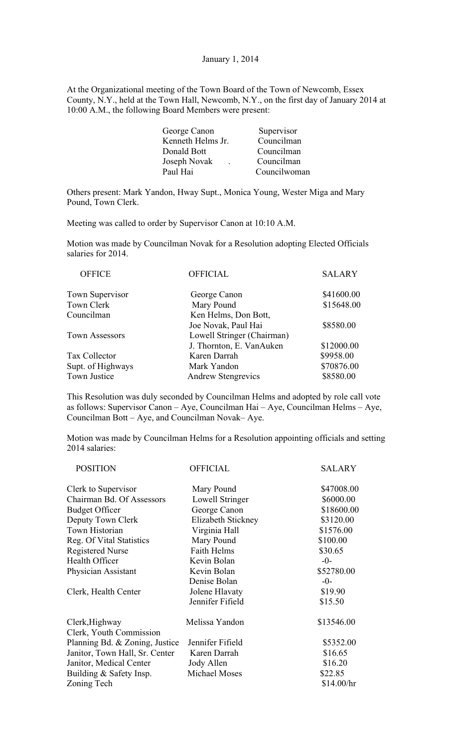January 1, 2014

At the Organizational meeting of the Town Board of the Town of Newcomb, Essex County, N.Y., held at the Town Hall, Newcomb, N.Y., on the first day of January 2014 at 10:00 A.M., the following Board Members were present:

| | |
|---|---|
| George Canon | Supervisor |
| Kenneth Helms Jr. | Councilman |
| Donald Bott | Councilman |
| Joseph Novak | Councilman |
| Paul Hai | Councilwoman |

Others present: Mark Yandon, Hway Supt., Monica Young, Wester Miga and Mary Pound, Town Clerk.

Meeting was called to order by Supervisor Canon at 10:10 A.M.

Motion was made by Councilman Novak for a Resolution adopting Elected Officials salaries for 2014.

| OFFICE | OFFICIAL | SALARY |
|---|---|---|
| Town Supervisor | George Canon | $41600.00 |
| Town Clerk | Mary Pound | $15648.00 |
| Councilman | Ken Helms, Don Bott, Joe Novak, Paul Hai | $8580.00 |
| Town Assessors | Lowell Stringer (Chairman) J. Thornton, E. VanAuken | $12000.00 |
| Tax Collector | Karen Darrah | $9958.00 |
| Supt. of Highways | Mark Yandon | $70876.00 |
| Town Justice | Andrew Stengrevics | $8580.00 |

This Resolution was duly seconded by Councilman Helms and adopted by role call vote as follows: Supervisor Canon – Aye, Councilman Hai – Aye, Councilman Helms – Aye, Councilman Bott – Aye, and Councilman Novak– Aye.

Motion was made by Councilman Helms for a Resolution appointing officials and setting 2014 salaries:

| POSITION | OFFICIAL | SALARY |
|---|---|---|
| Clerk to Supervisor | Mary Pound | $47008.00 |
| Chairman Bd. Of Assessors | Lowell Stringer | $6000.00 |
| Budget Officer | George Canon | $18600.00 |
| Deputy Town Clerk | Elizabeth Stickney | $3120.00 |
| Town Historian | Virginia Hall | $1576.00 |
| Reg. Of Vital Statistics | Mary Pound | $100.00 |
| Registered Nurse | Faith Helms | $30.65 |
| Health Officer | Kevin Bolan | -0- |
| Physician Assistant | Kevin Bolan | $52780.00 |
| | Denise Bolan | -0- |
| Clerk, Health Center | Jolene Hlavaty | $19.90 |
| | Jennifer Fifield | $15.50 |
| Clerk,Highway | Melissa Yandon | $13546.00 |
| Clerk, Youth Commission Planning Bd. & Zoning, Justice | Jennifer Fifield | $5352.00 |
| Janitor, Town Hall, Sr. Center | Karen Darrah | $16.65 |
| Janitor, Medical Center | Jody Allen | $16.20 |
| Building & Safety Insp. | Michael Moses | $22.85 |
| Zoning Tech | | $14.00/hr |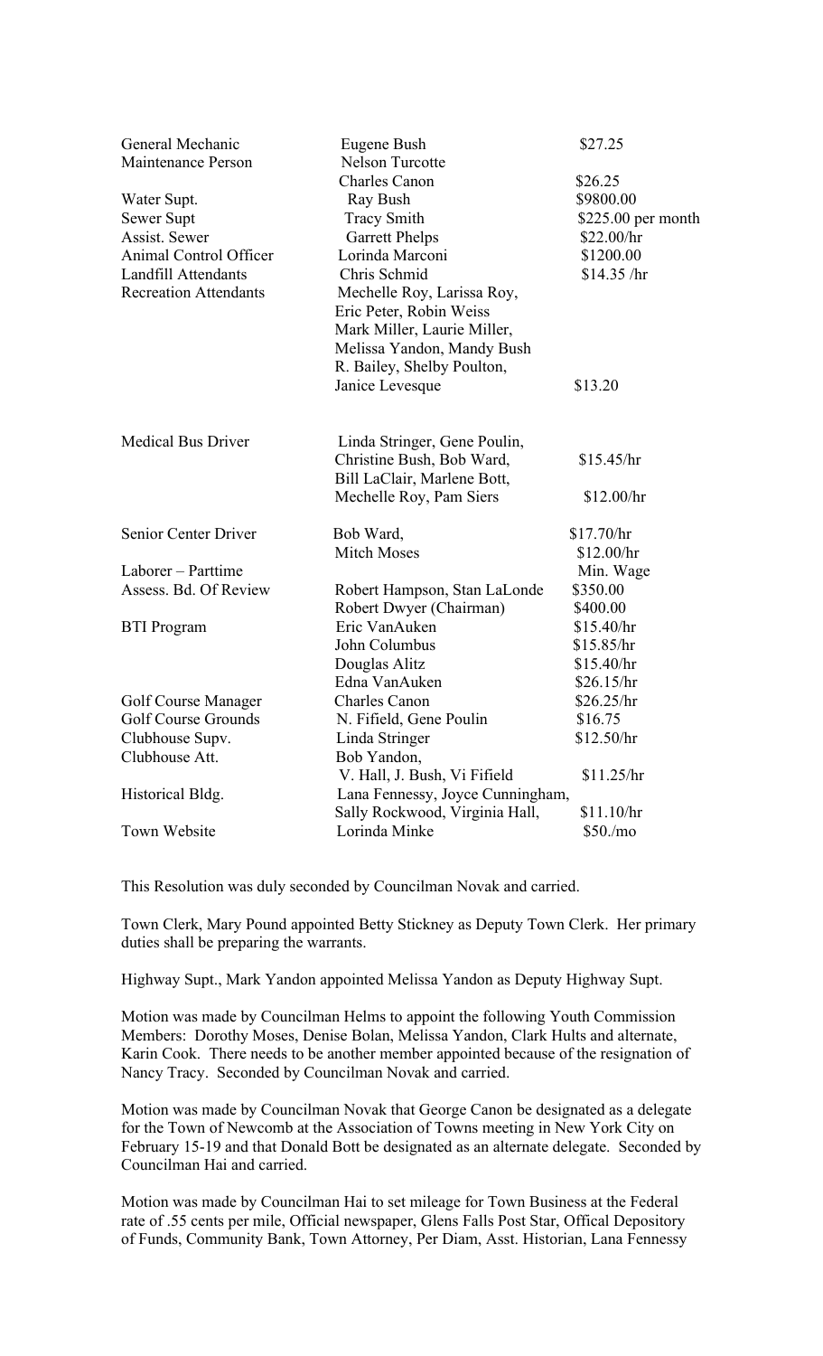| | | |
|---|---|---|
| General Mechanic | Eugene Bush | $27.25 |
| Maintenance Person | Nelson Turcotte | |
| | Charles Canon | $26.25 |
| Water Supt. | Ray Bush | $9800.00 |
| Sewer Supt | Tracy Smith | $225.00 per month |
| Assist. Sewer | Garrett Phelps | $22.00/hr |
| Animal Control Officer | Lorinda Marconi | $1200.00 |
| Landfill Attendants | Chris Schmid | $14.35 /hr |
| Recreation Attendants | Mechelle Roy, Larissa Roy, Eric Peter, Robin Weiss Mark Miller, Laurie Miller, Melissa Yandon, Mandy Bush R. Bailey, Shelby Poulton, Janice Levesque | $13.20 |
| Medical Bus Driver | Linda Stringer, Gene Poulin, Christine Bush, Bob Ward, | $15.45/hr |
| | Bill LaClair, Marlene Bott, Mechelle Roy, Pam Siers | $12.00/hr |
| Senior Center Driver | Bob Ward, | $17.70/hr |
| | Mitch Moses | $12.00/hr |
| Laborer – Parttime | | Min. Wage |
| Assess. Bd. Of Review | Robert Hampson, Stan LaLonde | $350.00 |
| | Robert Dwyer (Chairman) | $400.00 |
| BTI Program | Eric VanAuken | $15.40/hr |
| | John Columbus | $15.85/hr |
| | Douglas Alitz | $15.40/hr |
| | Edna VanAuken | $26.15/hr |
| Golf Course Manager | Charles Canon | $26.25/hr |
| Golf Course Grounds | N. Fifield, Gene Poulin | $16.75 |
| Clubhouse Supv. | Linda Stringer | $12.50/hr |
| Clubhouse Att. | Bob Yandon, V. Hall, J. Bush, Vi Fifield | $11.25/hr |
| Historical Bldg. | Lana Fennessy, Joyce Cunningham, Sally Rockwood, Virginia Hall, | $11.10/hr |
| Town Website | Lorinda Minke | $50./mo |

This Resolution was duly seconded by Councilman Novak and carried.

Town Clerk, Mary Pound appointed Betty Stickney as Deputy Town Clerk. Her primary duties shall be preparing the warrants.

Highway Supt., Mark Yandon appointed Melissa Yandon as Deputy Highway Supt.

Motion was made by Councilman Helms to appoint the following Youth Commission Members: Dorothy Moses, Denise Bolan, Melissa Yandon, Clark Hults and alternate, Karin Cook. There needs to be another member appointed because of the resignation of Nancy Tracy. Seconded by Councilman Novak and carried.

Motion was made by Councilman Novak that George Canon be designated as a delegate for the Town of Newcomb at the Association of Towns meeting in New York City on February 15-19 and that Donald Bott be designated as an alternate delegate. Seconded by Councilman Hai and carried.

Motion was made by Councilman Hai to set mileage for Town Business at the Federal rate of .55 cents per mile, Official newspaper, Glens Falls Post Star, Offical Depository of Funds, Community Bank, Town Attorney, Per Diam, Asst. Historian, Lana Fennessy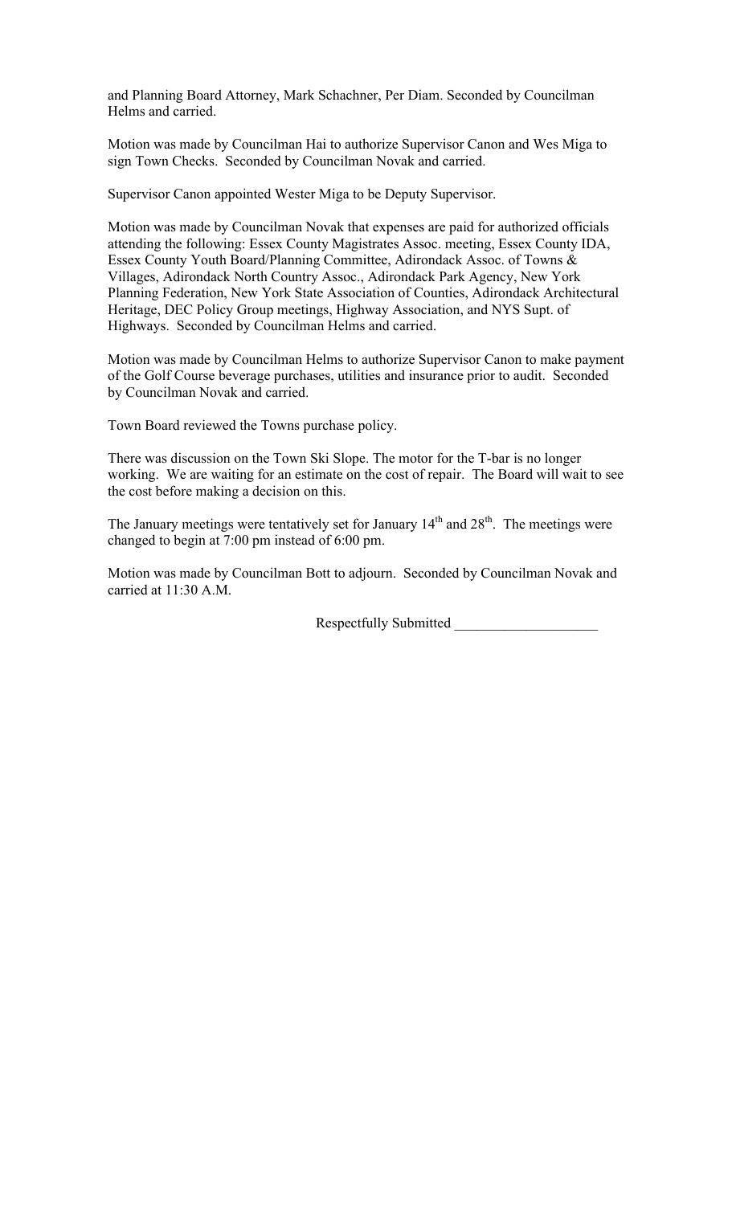and Planning Board Attorney, Mark Schachner, Per Diam. Seconded by Councilman Helms and carried.

Motion was made by Councilman Hai to authorize Supervisor Canon and Wes Miga to sign Town Checks. Seconded by Councilman Novak and carried.

Supervisor Canon appointed Wester Miga to be Deputy Supervisor.

Motion was made by Councilman Novak that expenses are paid for authorized officials attending the following: Essex County Magistrates Assoc. meeting, Essex County IDA, Essex County Youth Board/Planning Committee, Adirondack Assoc. of Towns & Villages, Adirondack North Country Assoc., Adirondack Park Agency, New York Planning Federation, New York State Association of Counties, Adirondack Architectural Heritage, DEC Policy Group meetings, Highway Association, and NYS Supt. of Highways. Seconded by Councilman Helms and carried.

Motion was made by Councilman Helms to authorize Supervisor Canon to make payment of the Golf Course beverage purchases, utilities and insurance prior to audit. Seconded by Councilman Novak and carried.

Town Board reviewed the Towns purchase policy.

There was discussion on the Town Ski Slope. The motor for the T-bar is no longer working. We are waiting for an estimate on the cost of repair. The Board will wait to see the cost before making a decision on this.

The January meetings were tentatively set for January 14th and 28th. The meetings were changed to begin at 7:00 pm instead of 6:00 pm.

Motion was made by Councilman Bott to adjourn. Seconded by Councilman Novak and carried at 11:30 A.M.

Respectfully Submitted ____________________